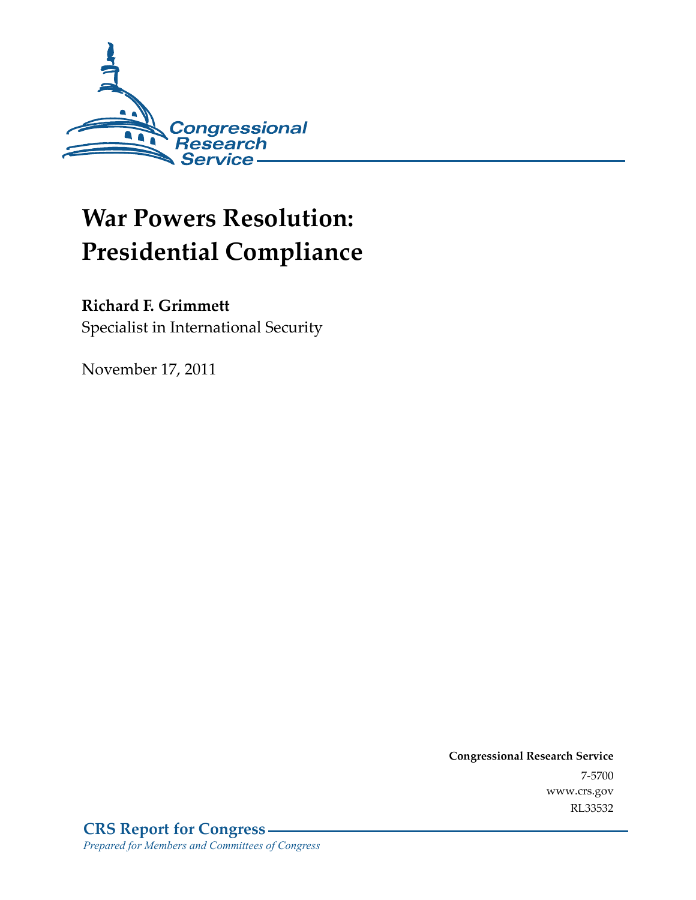Congressional Research Service

# War Powers Resolution: Presidential Compliance

**Richard F. Grimmett**
Specialist in International Security

November 17, 2011

**Congressional Research Service**
7-5700
www.crs.gov
RL33532

**CRS Report for Congress**
*Prepared for Members and Committees of Congress*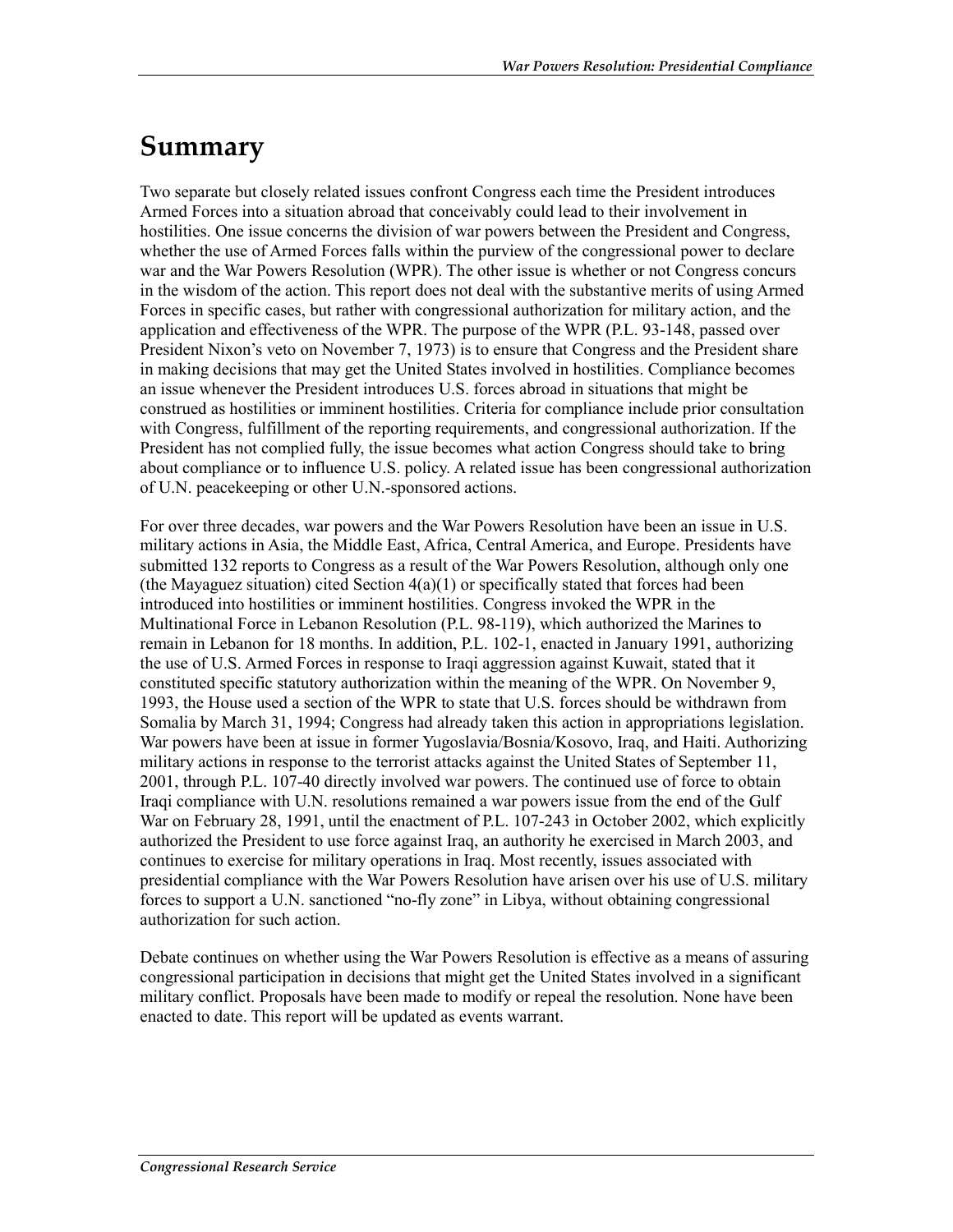# Summary

Two separate but closely related issues confront Congress each time the President introduces Armed Forces into a situation abroad that conceivably could lead to their involvement in hostilities. One issue concerns the division of war powers between the President and Congress, whether the use of Armed Forces falls within the purview of the congressional power to declare war and the War Powers Resolution (WPR). The other issue is whether or not Congress concurs in the wisdom of the action. This report does not deal with the substantive merits of using Armed Forces in specific cases, but rather with congressional authorization for military action, and the application and effectiveness of the WPR. The purpose of the WPR (P.L. 93-148, passed over President Nixon's veto on November 7, 1973) is to ensure that Congress and the President share in making decisions that may get the United States involved in hostilities. Compliance becomes an issue whenever the President introduces U.S. forces abroad in situations that might be construed as hostilities or imminent hostilities. Criteria for compliance include prior consultation with Congress, fulfillment of the reporting requirements, and congressional authorization. If the President has not complied fully, the issue becomes what action Congress should take to bring about compliance or to influence U.S. policy. A related issue has been congressional authorization of U.N. peacekeeping or other U.N.-sponsored actions.

For over three decades, war powers and the War Powers Resolution have been an issue in U.S. military actions in Asia, the Middle East, Africa, Central America, and Europe. Presidents have submitted 132 reports to Congress as a result of the War Powers Resolution, although only one (the Mayaguez situation) cited Section 4(a)(1) or specifically stated that forces had been introduced into hostilities or imminent hostilities. Congress invoked the WPR in the Multinational Force in Lebanon Resolution (P.L. 98-119), which authorized the Marines to remain in Lebanon for 18 months. In addition, P.L. 102-1, enacted in January 1991, authorizing the use of U.S. Armed Forces in response to Iraqi aggression against Kuwait, stated that it constituted specific statutory authorization within the meaning of the WPR. On November 9, 1993, the House used a section of the WPR to state that U.S. forces should be withdrawn from Somalia by March 31, 1994; Congress had already taken this action in appropriations legislation. War powers have been at issue in former Yugoslavia/Bosnia/Kosovo, Iraq, and Haiti. Authorizing military actions in response to the terrorist attacks against the United States of September 11, 2001, through P.L. 107-40 directly involved war powers. The continued use of force to obtain Iraqi compliance with U.N. resolutions remained a war powers issue from the end of the Gulf War on February 28, 1991, until the enactment of P.L. 107-243 in October 2002, which explicitly authorized the President to use force against Iraq, an authority he exercised in March 2003, and continues to exercise for military operations in Iraq. Most recently, issues associated with presidential compliance with the War Powers Resolution have arisen over his use of U.S. military forces to support a U.N. sanctioned "no-fly zone" in Libya, without obtaining congressional authorization for such action.

Debate continues on whether using the War Powers Resolution is effective as a means of assuring congressional participation in decisions that might get the United States involved in a significant military conflict. Proposals have been made to modify or repeal the resolution. None have been enacted to date. This report will be updated as events warrant.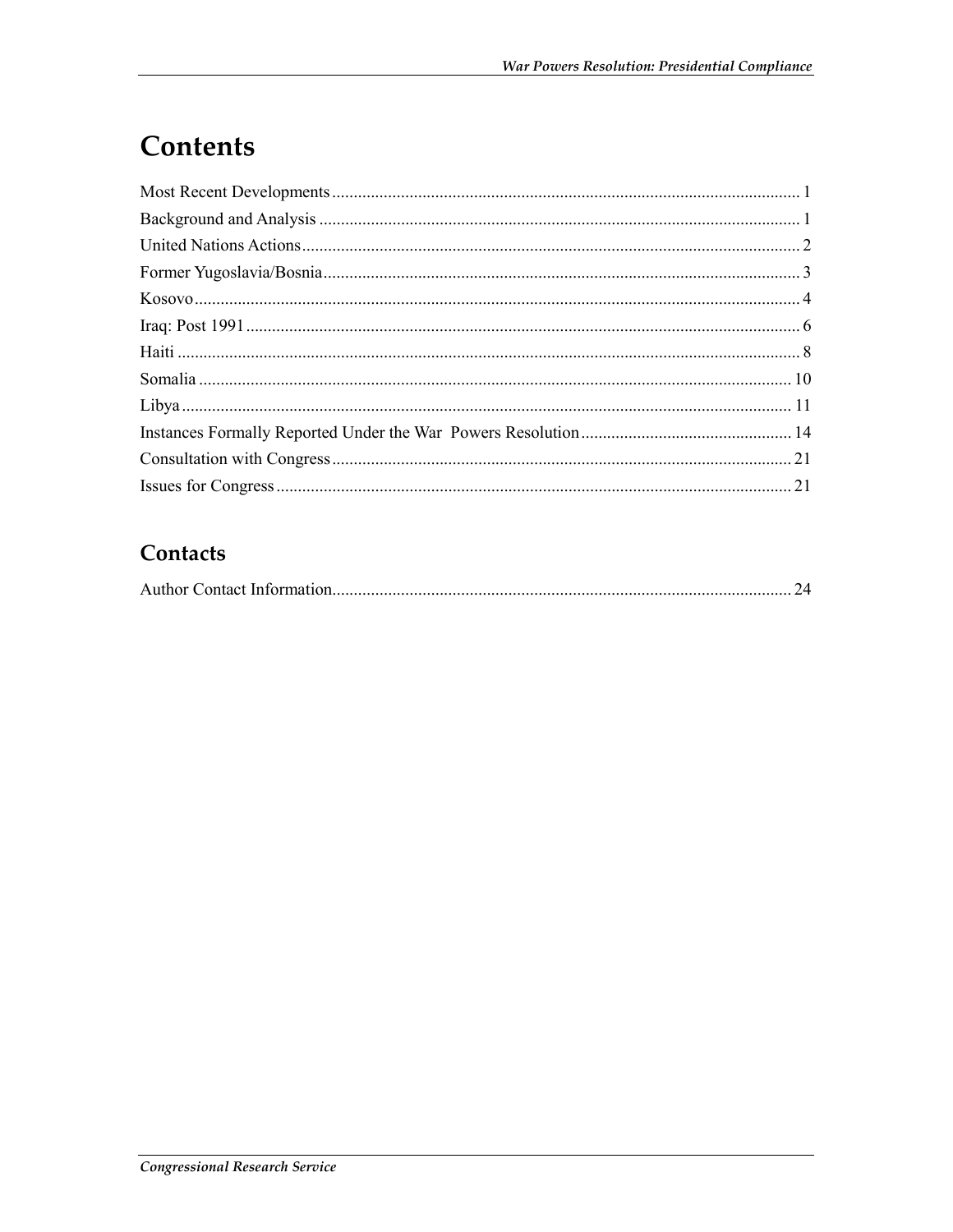# Contents

Most Recent Developments ............................................................................................................ 1

Background and Analysis ............................................................................................................... 1

United Nations Actions ................................................................................................................... 2

Former Yugoslavia/Bosnia .............................................................................................................. 3

Kosovo ............................................................................................................................................ 4

Iraq: Post 1991 ................................................................................................................................ 6

Haiti ................................................................................................................................................ 8

Somalia ......................................................................................................................................... 10

Libya ............................................................................................................................................. 11

Instances Formally Reported Under the War Powers Resolution ................................................. 14

Consultation with Congress .......................................................................................................... 21

Issues for Congress ....................................................................................................................... 21

## Contacts

Author Contact Information .......................................................................................................... 24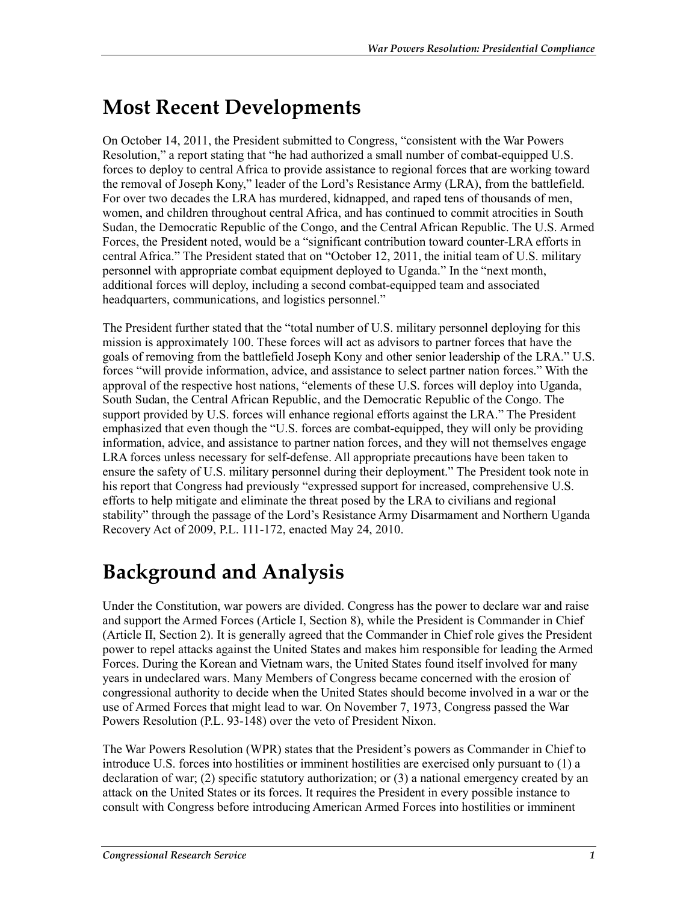# Most Recent Developments

On October 14, 2011, the President submitted to Congress, "consistent with the War Powers Resolution," a report stating that "he had authorized a small number of combat-equipped U.S. forces to deploy to central Africa to provide assistance to regional forces that are working toward the removal of Joseph Kony," leader of the Lord's Resistance Army (LRA), from the battlefield. For over two decades the LRA has murdered, kidnapped, and raped tens of thousands of men, women, and children throughout central Africa, and has continued to commit atrocities in South Sudan, the Democratic Republic of the Congo, and the Central African Republic. The U.S. Armed Forces, the President noted, would be a "significant contribution toward counter-LRA efforts in central Africa." The President stated that on "October 12, 2011, the initial team of U.S. military personnel with appropriate combat equipment deployed to Uganda." In the "next month, additional forces will deploy, including a second combat-equipped team and associated headquarters, communications, and logistics personnel."

The President further stated that the "total number of U.S. military personnel deploying for this mission is approximately 100. These forces will act as advisors to partner forces that have the goals of removing from the battlefield Joseph Kony and other senior leadership of the LRA." U.S. forces "will provide information, advice, and assistance to select partner nation forces." With the approval of the respective host nations, "elements of these U.S. forces will deploy into Uganda, South Sudan, the Central African Republic, and the Democratic Republic of the Congo. The support provided by U.S. forces will enhance regional efforts against the LRA." The President emphasized that even though the "U.S. forces are combat-equipped, they will only be providing information, advice, and assistance to partner nation forces, and they will not themselves engage LRA forces unless necessary for self-defense. All appropriate precautions have been taken to ensure the safety of U.S. military personnel during their deployment." The President took note in his report that Congress had previously "expressed support for increased, comprehensive U.S. efforts to help mitigate and eliminate the threat posed by the LRA to civilians and regional stability" through the passage of the Lord's Resistance Army Disarmament and Northern Uganda Recovery Act of 2009, P.L. 111-172, enacted May 24, 2010.

# Background and Analysis

Under the Constitution, war powers are divided. Congress has the power to declare war and raise and support the Armed Forces (Article I, Section 8), while the President is Commander in Chief (Article II, Section 2). It is generally agreed that the Commander in Chief role gives the President power to repel attacks against the United States and makes him responsible for leading the Armed Forces. During the Korean and Vietnam wars, the United States found itself involved for many years in undeclared wars. Many Members of Congress became concerned with the erosion of congressional authority to decide when the United States should become involved in a war or the use of Armed Forces that might lead to war. On November 7, 1973, Congress passed the War Powers Resolution (P.L. 93-148) over the veto of President Nixon.

The War Powers Resolution (WPR) states that the President's powers as Commander in Chief to introduce U.S. forces into hostilities or imminent hostilities are exercised only pursuant to (1) a declaration of war; (2) specific statutory authorization; or (3) a national emergency created by an attack on the United States or its forces. It requires the President in every possible instance to consult with Congress before introducing American Armed Forces into hostilities or imminent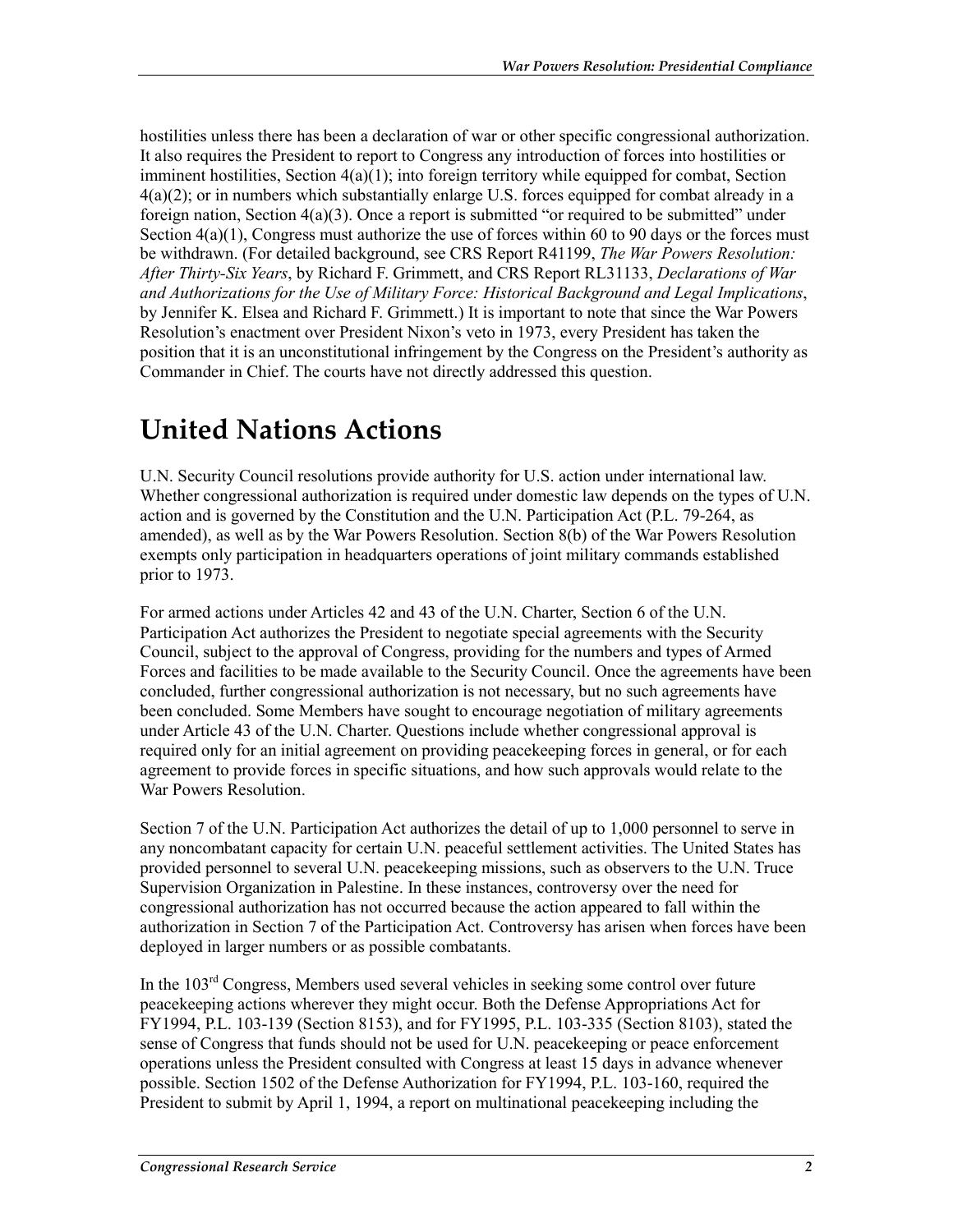hostilities unless there has been a declaration of war or other specific congressional authorization. It also requires the President to report to Congress any introduction of forces into hostilities or imminent hostilities, Section 4(a)(1); into foreign territory while equipped for combat, Section 4(a)(2); or in numbers which substantially enlarge U.S. forces equipped for combat already in a foreign nation, Section 4(a)(3). Once a report is submitted "or required to be submitted" under Section 4(a)(1), Congress must authorize the use of forces within 60 to 90 days or the forces must be withdrawn. (For detailed background, see CRS Report R41199, *The War Powers Resolution: After Thirty-Six Years*, by Richard F. Grimmett, and CRS Report RL31133, *Declarations of War and Authorizations for the Use of Military Force: Historical Background and Legal Implications*, by Jennifer K. Elsea and Richard F. Grimmett.) It is important to note that since the War Powers Resolution's enactment over President Nixon's veto in 1973, every President has taken the position that it is an unconstitutional infringement by the Congress on the President's authority as Commander in Chief. The courts have not directly addressed this question.

# United Nations Actions

U.N. Security Council resolutions provide authority for U.S. action under international law. Whether congressional authorization is required under domestic law depends on the types of U.N. action and is governed by the Constitution and the U.N. Participation Act (P.L. 79-264, as amended), as well as by the War Powers Resolution. Section 8(b) of the War Powers Resolution exempts only participation in headquarters operations of joint military commands established prior to 1973.

For armed actions under Articles 42 and 43 of the U.N. Charter, Section 6 of the U.N. Participation Act authorizes the President to negotiate special agreements with the Security Council, subject to the approval of Congress, providing for the numbers and types of Armed Forces and facilities to be made available to the Security Council. Once the agreements have been concluded, further congressional authorization is not necessary, but no such agreements have been concluded. Some Members have sought to encourage negotiation of military agreements under Article 43 of the U.N. Charter. Questions include whether congressional approval is required only for an initial agreement on providing peacekeeping forces in general, or for each agreement to provide forces in specific situations, and how such approvals would relate to the War Powers Resolution.

Section 7 of the U.N. Participation Act authorizes the detail of up to 1,000 personnel to serve in any noncombatant capacity for certain U.N. peaceful settlement activities. The United States has provided personnel to several U.N. peacekeeping missions, such as observers to the U.N. Truce Supervision Organization in Palestine. In these instances, controversy over the need for congressional authorization has not occurred because the action appeared to fall within the authorization in Section 7 of the Participation Act. Controversy has arisen when forces have been deployed in larger numbers or as possible combatants.

In the 103rd Congress, Members used several vehicles in seeking some control over future peacekeeping actions wherever they might occur. Both the Defense Appropriations Act for FY1994, P.L. 103-139 (Section 8153), and for FY1995, P.L. 103-335 (Section 8103), stated the sense of Congress that funds should not be used for U.N. peacekeeping or peace enforcement operations unless the President consulted with Congress at least 15 days in advance whenever possible. Section 1502 of the Defense Authorization for FY1994, P.L. 103-160, required the President to submit by April 1, 1994, a report on multinational peacekeeping including the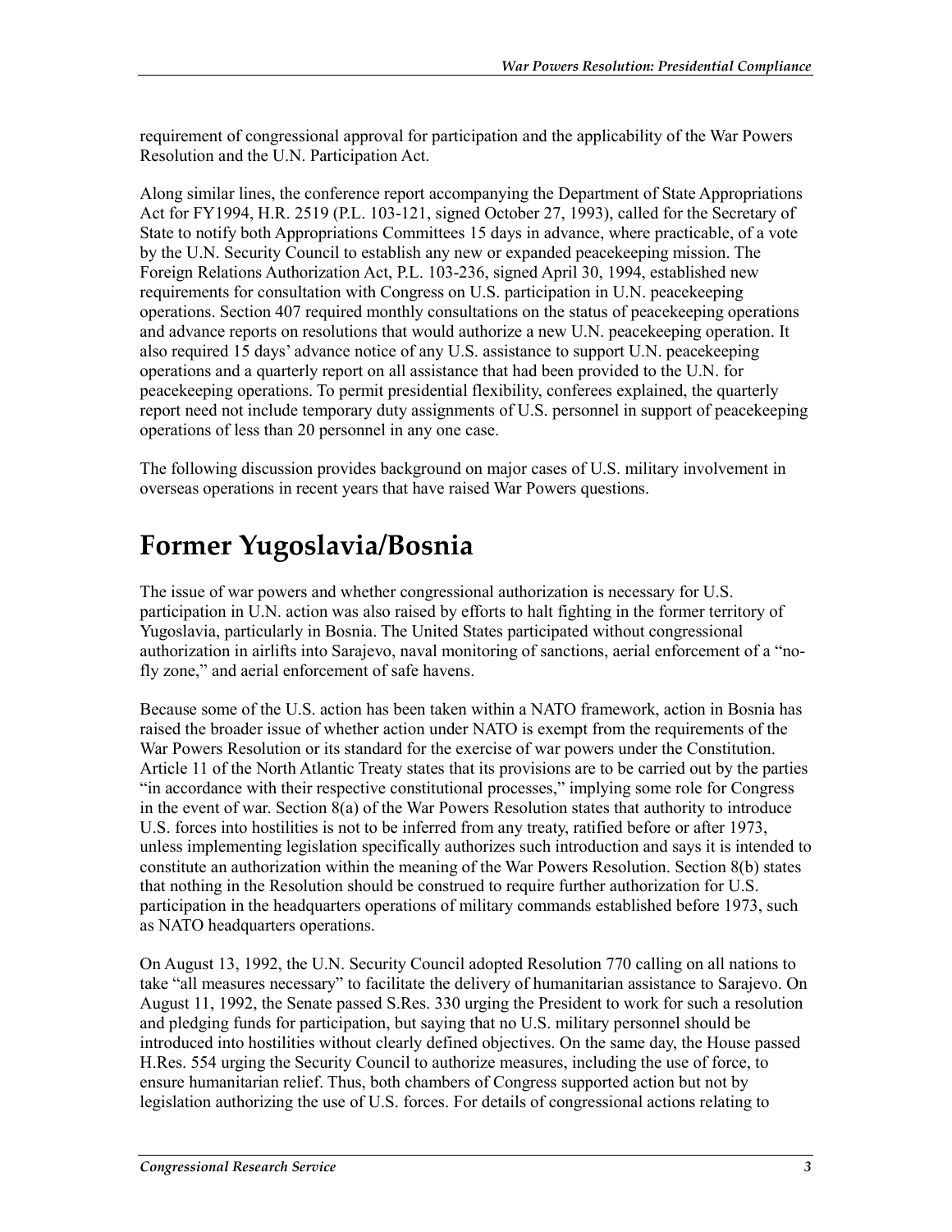requirement of congressional approval for participation and the applicability of the War Powers Resolution and the U.N. Participation Act.

Along similar lines, the conference report accompanying the Department of State Appropriations Act for FY1994, H.R. 2519 (P.L. 103-121, signed October 27, 1993), called for the Secretary of State to notify both Appropriations Committees 15 days in advance, where practicable, of a vote by the U.N. Security Council to establish any new or expanded peacekeeping mission. The Foreign Relations Authorization Act, P.L. 103-236, signed April 30, 1994, established new requirements for consultation with Congress on U.S. participation in U.N. peacekeeping operations. Section 407 required monthly consultations on the status of peacekeeping operations and advance reports on resolutions that would authorize a new U.N. peacekeeping operation. It also required 15 days' advance notice of any U.S. assistance to support U.N. peacekeeping operations and a quarterly report on all assistance that had been provided to the U.N. for peacekeeping operations. To permit presidential flexibility, conferees explained, the quarterly report need not include temporary duty assignments of U.S. personnel in support of peacekeeping operations of less than 20 personnel in any one case.

The following discussion provides background on major cases of U.S. military involvement in overseas operations in recent years that have raised War Powers questions.

# Former Yugoslavia/Bosnia

The issue of war powers and whether congressional authorization is necessary for U.S. participation in U.N. action was also raised by efforts to halt fighting in the former territory of Yugoslavia, particularly in Bosnia. The United States participated without congressional authorization in airlifts into Sarajevo, naval monitoring of sanctions, aerial enforcement of a "no-fly zone," and aerial enforcement of safe havens.

Because some of the U.S. action has been taken within a NATO framework, action in Bosnia has raised the broader issue of whether action under NATO is exempt from the requirements of the War Powers Resolution or its standard for the exercise of war powers under the Constitution. Article 11 of the North Atlantic Treaty states that its provisions are to be carried out by the parties "in accordance with their respective constitutional processes," implying some role for Congress in the event of war. Section 8(a) of the War Powers Resolution states that authority to introduce U.S. forces into hostilities is not to be inferred from any treaty, ratified before or after 1973, unless implementing legislation specifically authorizes such introduction and says it is intended to constitute an authorization within the meaning of the War Powers Resolution. Section 8(b) states that nothing in the Resolution should be construed to require further authorization for U.S. participation in the headquarters operations of military commands established before 1973, such as NATO headquarters operations.

On August 13, 1992, the U.N. Security Council adopted Resolution 770 calling on all nations to take "all measures necessary" to facilitate the delivery of humanitarian assistance to Sarajevo. On August 11, 1992, the Senate passed S.Res. 330 urging the President to work for such a resolution and pledging funds for participation, but saying that no U.S. military personnel should be introduced into hostilities without clearly defined objectives. On the same day, the House passed H.Res. 554 urging the Security Council to authorize measures, including the use of force, to ensure humanitarian relief. Thus, both chambers of Congress supported action but not by legislation authorizing the use of U.S. forces. For details of congressional actions relating to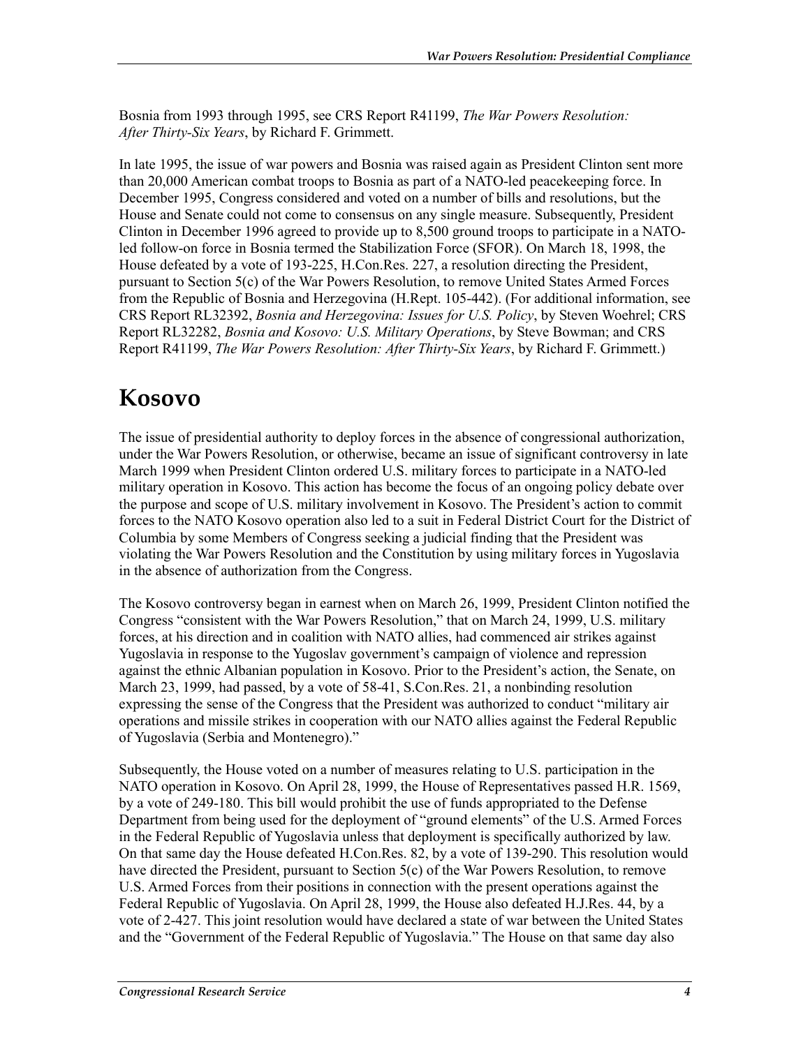Bosnia from 1993 through 1995, see CRS Report R41199, *The War Powers Resolution: After Thirty-Six Years*, by Richard F. Grimmett.

In late 1995, the issue of war powers and Bosnia was raised again as President Clinton sent more than 20,000 American combat troops to Bosnia as part of a NATO-led peacekeeping force. In December 1995, Congress considered and voted on a number of bills and resolutions, but the House and Senate could not come to consensus on any single measure. Subsequently, President Clinton in December 1996 agreed to provide up to 8,500 ground troops to participate in a NATO-led follow-on force in Bosnia termed the Stabilization Force (SFOR). On March 18, 1998, the House defeated by a vote of 193-225, H.Con.Res. 227, a resolution directing the President, pursuant to Section 5(c) of the War Powers Resolution, to remove United States Armed Forces from the Republic of Bosnia and Herzegovina (H.Rept. 105-442). (For additional information, see CRS Report RL32392, *Bosnia and Herzegovina: Issues for U.S. Policy*, by Steven Woehrel; CRS Report RL32282, *Bosnia and Kosovo: U.S. Military Operations*, by Steve Bowman; and CRS Report R41199, *The War Powers Resolution: After Thirty-Six Years*, by Richard F. Grimmett.)

# Kosovo

The issue of presidential authority to deploy forces in the absence of congressional authorization, under the War Powers Resolution, or otherwise, became an issue of significant controversy in late March 1999 when President Clinton ordered U.S. military forces to participate in a NATO-led military operation in Kosovo. This action has become the focus of an ongoing policy debate over the purpose and scope of U.S. military involvement in Kosovo. The President's action to commit forces to the NATO Kosovo operation also led to a suit in Federal District Court for the District of Columbia by some Members of Congress seeking a judicial finding that the President was violating the War Powers Resolution and the Constitution by using military forces in Yugoslavia in the absence of authorization from the Congress.

The Kosovo controversy began in earnest when on March 26, 1999, President Clinton notified the Congress "consistent with the War Powers Resolution," that on March 24, 1999, U.S. military forces, at his direction and in coalition with NATO allies, had commenced air strikes against Yugoslavia in response to the Yugoslav government's campaign of violence and repression against the ethnic Albanian population in Kosovo. Prior to the President's action, the Senate, on March 23, 1999, had passed, by a vote of 58-41, S.Con.Res. 21, a nonbinding resolution expressing the sense of the Congress that the President was authorized to conduct "military air operations and missile strikes in cooperation with our NATO allies against the Federal Republic of Yugoslavia (Serbia and Montenegro)."

Subsequently, the House voted on a number of measures relating to U.S. participation in the NATO operation in Kosovo. On April 28, 1999, the House of Representatives passed H.R. 1569, by a vote of 249-180. This bill would prohibit the use of funds appropriated to the Defense Department from being used for the deployment of "ground elements" of the U.S. Armed Forces in the Federal Republic of Yugoslavia unless that deployment is specifically authorized by law. On that same day the House defeated H.Con.Res. 82, by a vote of 139-290. This resolution would have directed the President, pursuant to Section 5(c) of the War Powers Resolution, to remove U.S. Armed Forces from their positions in connection with the present operations against the Federal Republic of Yugoslavia. On April 28, 1999, the House also defeated H.J.Res. 44, by a vote of 2-427. This joint resolution would have declared a state of war between the United States and the "Government of the Federal Republic of Yugoslavia." The House on that same day also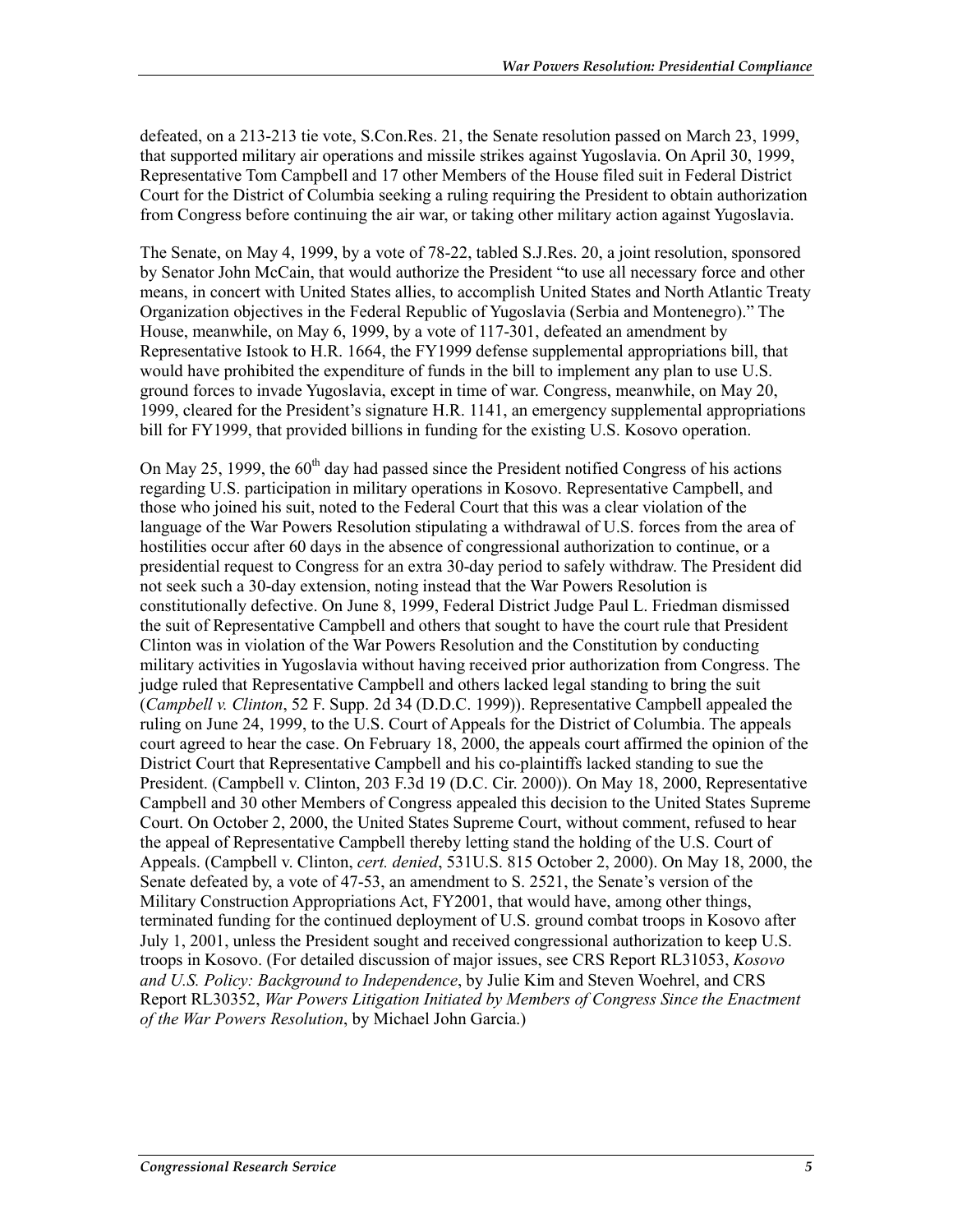defeated, on a 213-213 tie vote, S.Con.Res. 21, the Senate resolution passed on March 23, 1999, that supported military air operations and missile strikes against Yugoslavia. On April 30, 1999, Representative Tom Campbell and 17 other Members of the House filed suit in Federal District Court for the District of Columbia seeking a ruling requiring the President to obtain authorization from Congress before continuing the air war, or taking other military action against Yugoslavia.

The Senate, on May 4, 1999, by a vote of 78-22, tabled S.J.Res. 20, a joint resolution, sponsored by Senator John McCain, that would authorize the President "to use all necessary force and other means, in concert with United States allies, to accomplish United States and North Atlantic Treaty Organization objectives in the Federal Republic of Yugoslavia (Serbia and Montenegro)." The House, meanwhile, on May 6, 1999, by a vote of 117-301, defeated an amendment by Representative Istook to H.R. 1664, the FY1999 defense supplemental appropriations bill, that would have prohibited the expenditure of funds in the bill to implement any plan to use U.S. ground forces to invade Yugoslavia, except in time of war. Congress, meanwhile, on May 20, 1999, cleared for the President's signature H.R. 1141, an emergency supplemental appropriations bill for FY1999, that provided billions in funding for the existing U.S. Kosovo operation.

On May 25, 1999, the 60th day had passed since the President notified Congress of his actions regarding U.S. participation in military operations in Kosovo. Representative Campbell, and those who joined his suit, noted to the Federal Court that this was a clear violation of the language of the War Powers Resolution stipulating a withdrawal of U.S. forces from the area of hostilities occur after 60 days in the absence of congressional authorization to continue, or a presidential request to Congress for an extra 30-day period to safely withdraw. The President did not seek such a 30-day extension, noting instead that the War Powers Resolution is constitutionally defective. On June 8, 1999, Federal District Judge Paul L. Friedman dismissed the suit of Representative Campbell and others that sought to have the court rule that President Clinton was in violation of the War Powers Resolution and the Constitution by conducting military activities in Yugoslavia without having received prior authorization from Congress. The judge ruled that Representative Campbell and others lacked legal standing to bring the suit (*Campbell v. Clinton*, 52 F. Supp. 2d 34 (D.D.C. 1999)). Representative Campbell appealed the ruling on June 24, 1999, to the U.S. Court of Appeals for the District of Columbia. The appeals court agreed to hear the case. On February 18, 2000, the appeals court affirmed the opinion of the District Court that Representative Campbell and his co-plaintiffs lacked standing to sue the President. (Campbell v. Clinton, 203 F.3d 19 (D.C. Cir. 2000)). On May 18, 2000, Representative Campbell and 30 other Members of Congress appealed this decision to the United States Supreme Court. On October 2, 2000, the United States Supreme Court, without comment, refused to hear the appeal of Representative Campbell thereby letting stand the holding of the U.S. Court of Appeals. (Campbell v. Clinton, *cert. denied*, 531U.S. 815 October 2, 2000). On May 18, 2000, the Senate defeated by, a vote of 47-53, an amendment to S. 2521, the Senate's version of the Military Construction Appropriations Act, FY2001, that would have, among other things, terminated funding for the continued deployment of U.S. ground combat troops in Kosovo after July 1, 2001, unless the President sought and received congressional authorization to keep U.S. troops in Kosovo. (For detailed discussion of major issues, see CRS Report RL31053, *Kosovo and U.S. Policy: Background to Independence*, by Julie Kim and Steven Woehrel, and CRS Report RL30352, *War Powers Litigation Initiated by Members of Congress Since the Enactment of the War Powers Resolution*, by Michael John Garcia.)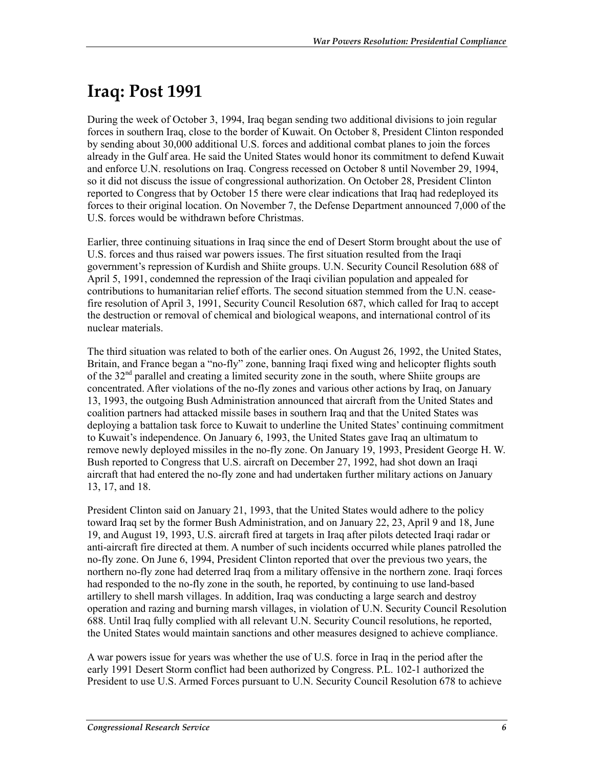# Iraq: Post 1991

During the week of October 3, 1994, Iraq began sending two additional divisions to join regular forces in southern Iraq, close to the border of Kuwait. On October 8, President Clinton responded by sending about 30,000 additional U.S. forces and additional combat planes to join the forces already in the Gulf area. He said the United States would honor its commitment to defend Kuwait and enforce U.N. resolutions on Iraq. Congress recessed on October 8 until November 29, 1994, so it did not discuss the issue of congressional authorization. On October 28, President Clinton reported to Congress that by October 15 there were clear indications that Iraq had redeployed its forces to their original location. On November 7, the Defense Department announced 7,000 of the U.S. forces would be withdrawn before Christmas.

Earlier, three continuing situations in Iraq since the end of Desert Storm brought about the use of U.S. forces and thus raised war powers issues. The first situation resulted from the Iraqi government's repression of Kurdish and Shiite groups. U.N. Security Council Resolution 688 of April 5, 1991, condemned the repression of the Iraqi civilian population and appealed for contributions to humanitarian relief efforts. The second situation stemmed from the U.N. cease-fire resolution of April 3, 1991, Security Council Resolution 687, which called for Iraq to accept the destruction or removal of chemical and biological weapons, and international control of its nuclear materials.

The third situation was related to both of the earlier ones. On August 26, 1992, the United States, Britain, and France began a "no-fly" zone, banning Iraqi fixed wing and helicopter flights south of the 32nd parallel and creating a limited security zone in the south, where Shiite groups are concentrated. After violations of the no-fly zones and various other actions by Iraq, on January 13, 1993, the outgoing Bush Administration announced that aircraft from the United States and coalition partners had attacked missile bases in southern Iraq and that the United States was deploying a battalion task force to Kuwait to underline the United States' continuing commitment to Kuwait's independence. On January 6, 1993, the United States gave Iraq an ultimatum to remove newly deployed missiles in the no-fly zone. On January 19, 1993, President George H. W. Bush reported to Congress that U.S. aircraft on December 27, 1992, had shot down an Iraqi aircraft that had entered the no-fly zone and had undertaken further military actions on January 13, 17, and 18.

President Clinton said on January 21, 1993, that the United States would adhere to the policy toward Iraq set by the former Bush Administration, and on January 22, 23, April 9 and 18, June 19, and August 19, 1993, U.S. aircraft fired at targets in Iraq after pilots detected Iraqi radar or anti-aircraft fire directed at them. A number of such incidents occurred while planes patrolled the no-fly zone. On June 6, 1994, President Clinton reported that over the previous two years, the northern no-fly zone had deterred Iraq from a military offensive in the northern zone. Iraqi forces had responded to the no-fly zone in the south, he reported, by continuing to use land-based artillery to shell marsh villages. In addition, Iraq was conducting a large search and destroy operation and razing and burning marsh villages, in violation of U.N. Security Council Resolution 688. Until Iraq fully complied with all relevant U.N. Security Council resolutions, he reported, the United States would maintain sanctions and other measures designed to achieve compliance.

A war powers issue for years was whether the use of U.S. force in Iraq in the period after the early 1991 Desert Storm conflict had been authorized by Congress. P.L. 102-1 authorized the President to use U.S. Armed Forces pursuant to U.N. Security Council Resolution 678 to achieve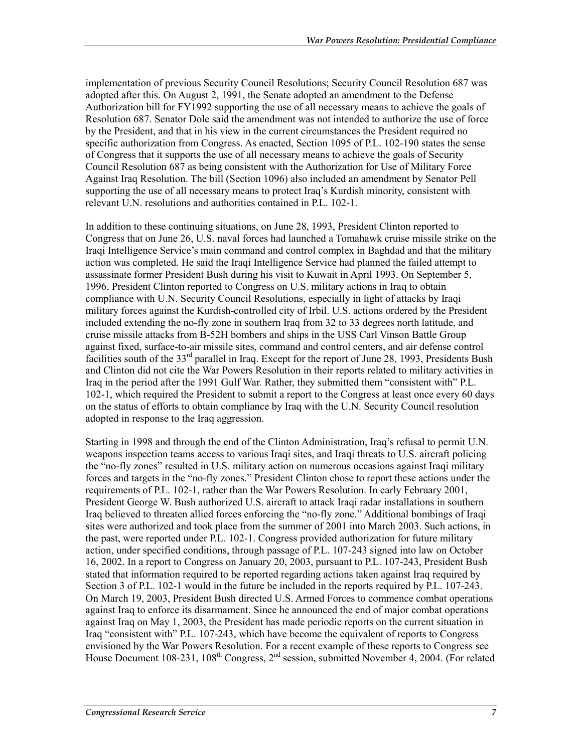implementation of previous Security Council Resolutions; Security Council Resolution 687 was adopted after this. On August 2, 1991, the Senate adopted an amendment to the Defense Authorization bill for FY1992 supporting the use of all necessary means to achieve the goals of Resolution 687. Senator Dole said the amendment was not intended to authorize the use of force by the President, and that in his view in the current circumstances the President required no specific authorization from Congress. As enacted, Section 1095 of P.L. 102-190 states the sense of Congress that it supports the use of all necessary means to achieve the goals of Security Council Resolution 687 as being consistent with the Authorization for Use of Military Force Against Iraq Resolution. The bill (Section 1096) also included an amendment by Senator Pell supporting the use of all necessary means to protect Iraq's Kurdish minority, consistent with relevant U.N. resolutions and authorities contained in P.L. 102-1.

In addition to these continuing situations, on June 28, 1993, President Clinton reported to Congress that on June 26, U.S. naval forces had launched a Tomahawk cruise missile strike on the Iraqi Intelligence Service's main command and control complex in Baghdad and that the military action was completed. He said the Iraqi Intelligence Service had planned the failed attempt to assassinate former President Bush during his visit to Kuwait in April 1993. On September 5, 1996, President Clinton reported to Congress on U.S. military actions in Iraq to obtain compliance with U.N. Security Council Resolutions, especially in light of attacks by Iraqi military forces against the Kurdish-controlled city of Irbil. U.S. actions ordered by the President included extending the no-fly zone in southern Iraq from 32 to 33 degrees north latitude, and cruise missile attacks from B-52H bombers and ships in the USS Carl Vinson Battle Group against fixed, surface-to-air missile sites, command and control centers, and air defense control facilities south of the 33rd parallel in Iraq. Except for the report of June 28, 1993, Presidents Bush and Clinton did not cite the War Powers Resolution in their reports related to military activities in Iraq in the period after the 1991 Gulf War. Rather, they submitted them "consistent with" P.L. 102-1, which required the President to submit a report to the Congress at least once every 60 days on the status of efforts to obtain compliance by Iraq with the U.N. Security Council resolution adopted in response to the Iraq aggression.

Starting in 1998 and through the end of the Clinton Administration, Iraq's refusal to permit U.N. weapons inspection teams access to various Iraqi sites, and Iraqi threats to U.S. aircraft policing the "no-fly zones" resulted in U.S. military action on numerous occasions against Iraqi military forces and targets in the "no-fly zones." President Clinton chose to report these actions under the requirements of P.L. 102-1, rather than the War Powers Resolution. In early February 2001, President George W. Bush authorized U.S. aircraft to attack Iraqi radar installations in southern Iraq believed to threaten allied forces enforcing the "no-fly zone." Additional bombings of Iraqi sites were authorized and took place from the summer of 2001 into March 2003. Such actions, in the past, were reported under P.L. 102-1. Congress provided authorization for future military action, under specified conditions, through passage of P.L. 107-243 signed into law on October 16, 2002. In a report to Congress on January 20, 2003, pursuant to P.L. 107-243, President Bush stated that information required to be reported regarding actions taken against Iraq required by Section 3 of P.L. 102-1 would in the future be included in the reports required by P.L. 107-243. On March 19, 2003, President Bush directed U.S. Armed Forces to commence combat operations against Iraq to enforce its disarmament. Since he announced the end of major combat operations against Iraq on May 1, 2003, the President has made periodic reports on the current situation in Iraq "consistent with" P.L. 107-243, which have become the equivalent of reports to Congress envisioned by the War Powers Resolution. For a recent example of these reports to Congress see House Document 108-231, 108th Congress, 2nd session, submitted November 4, 2004. (For related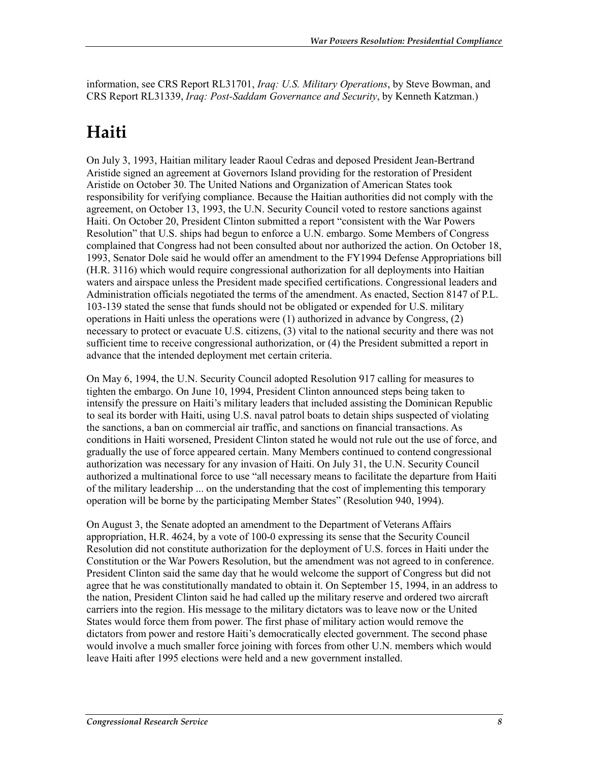information, see CRS Report RL31701, *Iraq: U.S. Military Operations*, by Steve Bowman, and CRS Report RL31339, *Iraq: Post-Saddam Governance and Security*, by Kenneth Katzman.)

# Haiti

On July 3, 1993, Haitian military leader Raoul Cedras and deposed President Jean-Bertrand Aristide signed an agreement at Governors Island providing for the restoration of President Aristide on October 30. The United Nations and Organization of American States took responsibility for verifying compliance. Because the Haitian authorities did not comply with the agreement, on October 13, 1993, the U.N. Security Council voted to restore sanctions against Haiti. On October 20, President Clinton submitted a report "consistent with the War Powers Resolution" that U.S. ships had begun to enforce a U.N. embargo. Some Members of Congress complained that Congress had not been consulted about nor authorized the action. On October 18, 1993, Senator Dole said he would offer an amendment to the FY1994 Defense Appropriations bill (H.R. 3116) which would require congressional authorization for all deployments into Haitian waters and airspace unless the President made specified certifications. Congressional leaders and Administration officials negotiated the terms of the amendment. As enacted, Section 8147 of P.L. 103-139 stated the sense that funds should not be obligated or expended for U.S. military operations in Haiti unless the operations were (1) authorized in advance by Congress, (2) necessary to protect or evacuate U.S. citizens, (3) vital to the national security and there was not sufficient time to receive congressional authorization, or (4) the President submitted a report in advance that the intended deployment met certain criteria.

On May 6, 1994, the U.N. Security Council adopted Resolution 917 calling for measures to tighten the embargo. On June 10, 1994, President Clinton announced steps being taken to intensify the pressure on Haiti's military leaders that included assisting the Dominican Republic to seal its border with Haiti, using U.S. naval patrol boats to detain ships suspected of violating the sanctions, a ban on commercial air traffic, and sanctions on financial transactions. As conditions in Haiti worsened, President Clinton stated he would not rule out the use of force, and gradually the use of force appeared certain. Many Members continued to contend congressional authorization was necessary for any invasion of Haiti. On July 31, the U.N. Security Council authorized a multinational force to use "all necessary means to facilitate the departure from Haiti of the military leadership ... on the understanding that the cost of implementing this temporary operation will be borne by the participating Member States" (Resolution 940, 1994).

On August 3, the Senate adopted an amendment to the Department of Veterans Affairs appropriation, H.R. 4624, by a vote of 100-0 expressing its sense that the Security Council Resolution did not constitute authorization for the deployment of U.S. forces in Haiti under the Constitution or the War Powers Resolution, but the amendment was not agreed to in conference. President Clinton said the same day that he would welcome the support of Congress but did not agree that he was constitutionally mandated to obtain it. On September 15, 1994, in an address to the nation, President Clinton said he had called up the military reserve and ordered two aircraft carriers into the region. His message to the military dictators was to leave now or the United States would force them from power. The first phase of military action would remove the dictators from power and restore Haiti's democratically elected government. The second phase would involve a much smaller force joining with forces from other U.N. members which would leave Haiti after 1995 elections were held and a new government installed.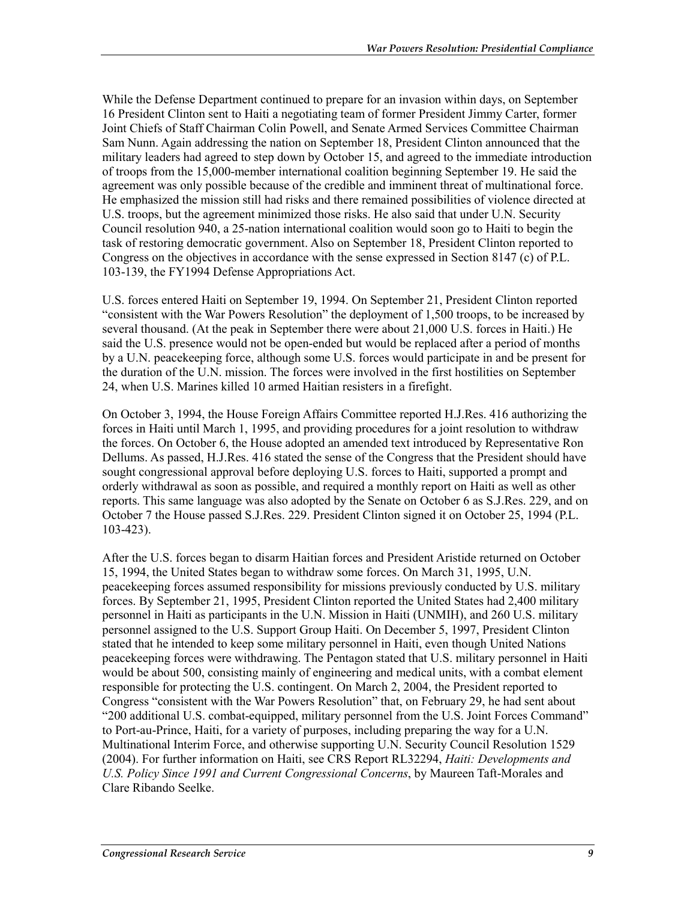While the Defense Department continued to prepare for an invasion within days, on September 16 President Clinton sent to Haiti a negotiating team of former President Jimmy Carter, former Joint Chiefs of Staff Chairman Colin Powell, and Senate Armed Services Committee Chairman Sam Nunn. Again addressing the nation on September 18, President Clinton announced that the military leaders had agreed to step down by October 15, and agreed to the immediate introduction of troops from the 15,000-member international coalition beginning September 19. He said the agreement was only possible because of the credible and imminent threat of multinational force. He emphasized the mission still had risks and there remained possibilities of violence directed at U.S. troops, but the agreement minimized those risks. He also said that under U.N. Security Council resolution 940, a 25-nation international coalition would soon go to Haiti to begin the task of restoring democratic government. Also on September 18, President Clinton reported to Congress on the objectives in accordance with the sense expressed in Section 8147 (c) of P.L. 103-139, the FY1994 Defense Appropriations Act.

U.S. forces entered Haiti on September 19, 1994. On September 21, President Clinton reported "consistent with the War Powers Resolution" the deployment of 1,500 troops, to be increased by several thousand. (At the peak in September there were about 21,000 U.S. forces in Haiti.) He said the U.S. presence would not be open-ended but would be replaced after a period of months by a U.N. peacekeeping force, although some U.S. forces would participate in and be present for the duration of the U.N. mission. The forces were involved in the first hostilities on September 24, when U.S. Marines killed 10 armed Haitian resisters in a firefight.

On October 3, 1994, the House Foreign Affairs Committee reported H.J.Res. 416 authorizing the forces in Haiti until March 1, 1995, and providing procedures for a joint resolution to withdraw the forces. On October 6, the House adopted an amended text introduced by Representative Ron Dellums. As passed, H.J.Res. 416 stated the sense of the Congress that the President should have sought congressional approval before deploying U.S. forces to Haiti, supported a prompt and orderly withdrawal as soon as possible, and required a monthly report on Haiti as well as other reports. This same language was also adopted by the Senate on October 6 as S.J.Res. 229, and on October 7 the House passed S.J.Res. 229. President Clinton signed it on October 25, 1994 (P.L. 103-423).

After the U.S. forces began to disarm Haitian forces and President Aristide returned on October 15, 1994, the United States began to withdraw some forces. On March 31, 1995, U.N. peacekeeping forces assumed responsibility for missions previously conducted by U.S. military forces. By September 21, 1995, President Clinton reported the United States had 2,400 military personnel in Haiti as participants in the U.N. Mission in Haiti (UNMIH), and 260 U.S. military personnel assigned to the U.S. Support Group Haiti. On December 5, 1997, President Clinton stated that he intended to keep some military personnel in Haiti, even though United Nations peacekeeping forces were withdrawing. The Pentagon stated that U.S. military personnel in Haiti would be about 500, consisting mainly of engineering and medical units, with a combat element responsible for protecting the U.S. contingent. On March 2, 2004, the President reported to Congress "consistent with the War Powers Resolution" that, on February 29, he had sent about "200 additional U.S. combat-equipped, military personnel from the U.S. Joint Forces Command" to Port-au-Prince, Haiti, for a variety of purposes, including preparing the way for a U.N. Multinational Interim Force, and otherwise supporting U.N. Security Council Resolution 1529 (2004). For further information on Haiti, see CRS Report RL32294, *Haiti: Developments and U.S. Policy Since 1991 and Current Congressional Concerns*, by Maureen Taft-Morales and Clare Ribando Seelke.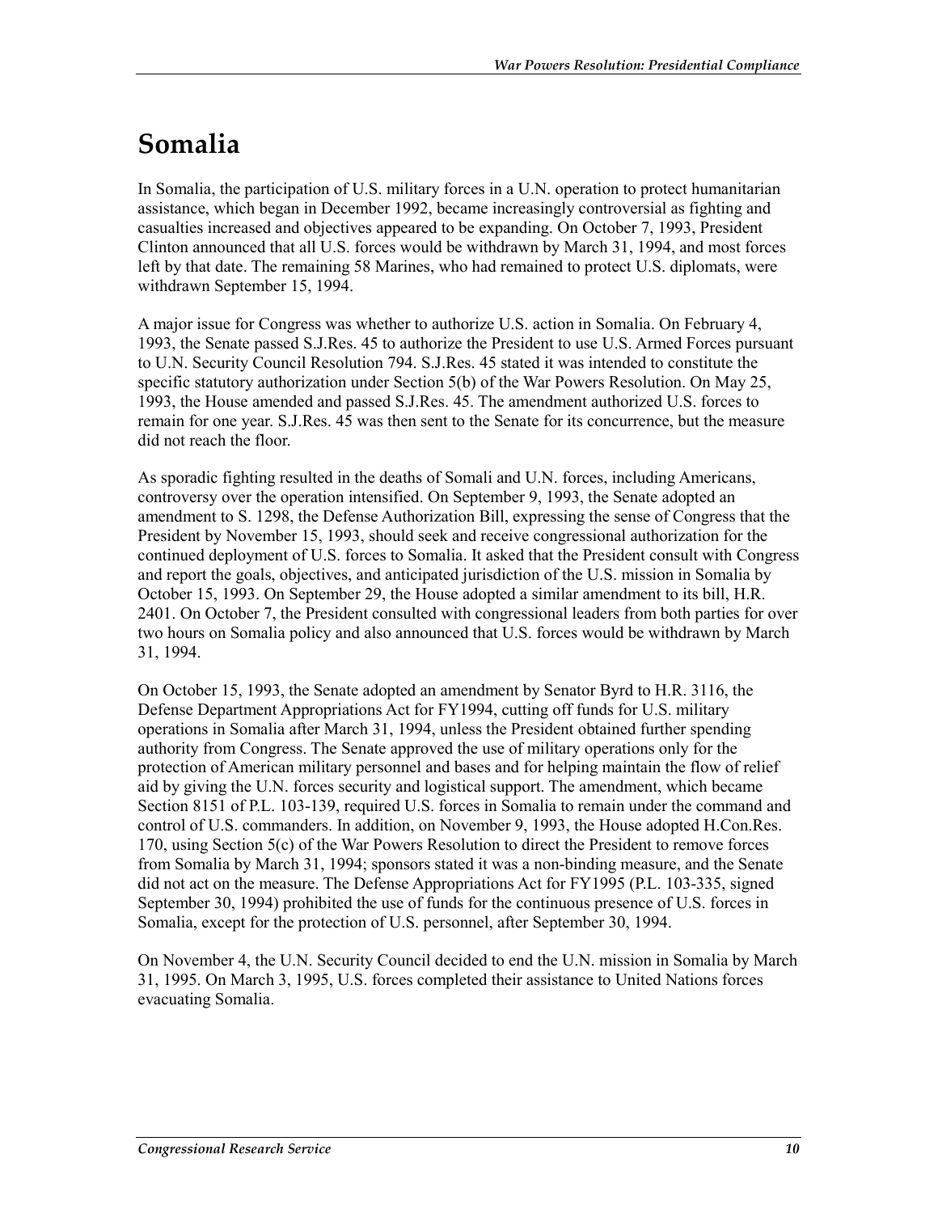# Somalia

In Somalia, the participation of U.S. military forces in a U.N. operation to protect humanitarian assistance, which began in December 1992, became increasingly controversial as fighting and casualties increased and objectives appeared to be expanding. On October 7, 1993, President Clinton announced that all U.S. forces would be withdrawn by March 31, 1994, and most forces left by that date. The remaining 58 Marines, who had remained to protect U.S. diplomats, were withdrawn September 15, 1994.

A major issue for Congress was whether to authorize U.S. action in Somalia. On February 4, 1993, the Senate passed S.J.Res. 45 to authorize the President to use U.S. Armed Forces pursuant to U.N. Security Council Resolution 794. S.J.Res. 45 stated it was intended to constitute the specific statutory authorization under Section 5(b) of the War Powers Resolution. On May 25, 1993, the House amended and passed S.J.Res. 45. The amendment authorized U.S. forces to remain for one year. S.J.Res. 45 was then sent to the Senate for its concurrence, but the measure did not reach the floor.

As sporadic fighting resulted in the deaths of Somali and U.N. forces, including Americans, controversy over the operation intensified. On September 9, 1993, the Senate adopted an amendment to S. 1298, the Defense Authorization Bill, expressing the sense of Congress that the President by November 15, 1993, should seek and receive congressional authorization for the continued deployment of U.S. forces to Somalia. It asked that the President consult with Congress and report the goals, objectives, and anticipated jurisdiction of the U.S. mission in Somalia by October 15, 1993. On September 29, the House adopted a similar amendment to its bill, H.R. 2401. On October 7, the President consulted with congressional leaders from both parties for over two hours on Somalia policy and also announced that U.S. forces would be withdrawn by March 31, 1994.

On October 15, 1993, the Senate adopted an amendment by Senator Byrd to H.R. 3116, the Defense Department Appropriations Act for FY1994, cutting off funds for U.S. military operations in Somalia after March 31, 1994, unless the President obtained further spending authority from Congress. The Senate approved the use of military operations only for the protection of American military personnel and bases and for helping maintain the flow of relief aid by giving the U.N. forces security and logistical support. The amendment, which became Section 8151 of P.L. 103-139, required U.S. forces in Somalia to remain under the command and control of U.S. commanders. In addition, on November 9, 1993, the House adopted H.Con.Res. 170, using Section 5(c) of the War Powers Resolution to direct the President to remove forces from Somalia by March 31, 1994; sponsors stated it was a non-binding measure, and the Senate did not act on the measure. The Defense Appropriations Act for FY1995 (P.L. 103-335, signed September 30, 1994) prohibited the use of funds for the continuous presence of U.S. forces in Somalia, except for the protection of U.S. personnel, after September 30, 1994.

On November 4, the U.N. Security Council decided to end the U.N. mission in Somalia by March 31, 1995. On March 3, 1995, U.S. forces completed their assistance to United Nations forces evacuating Somalia.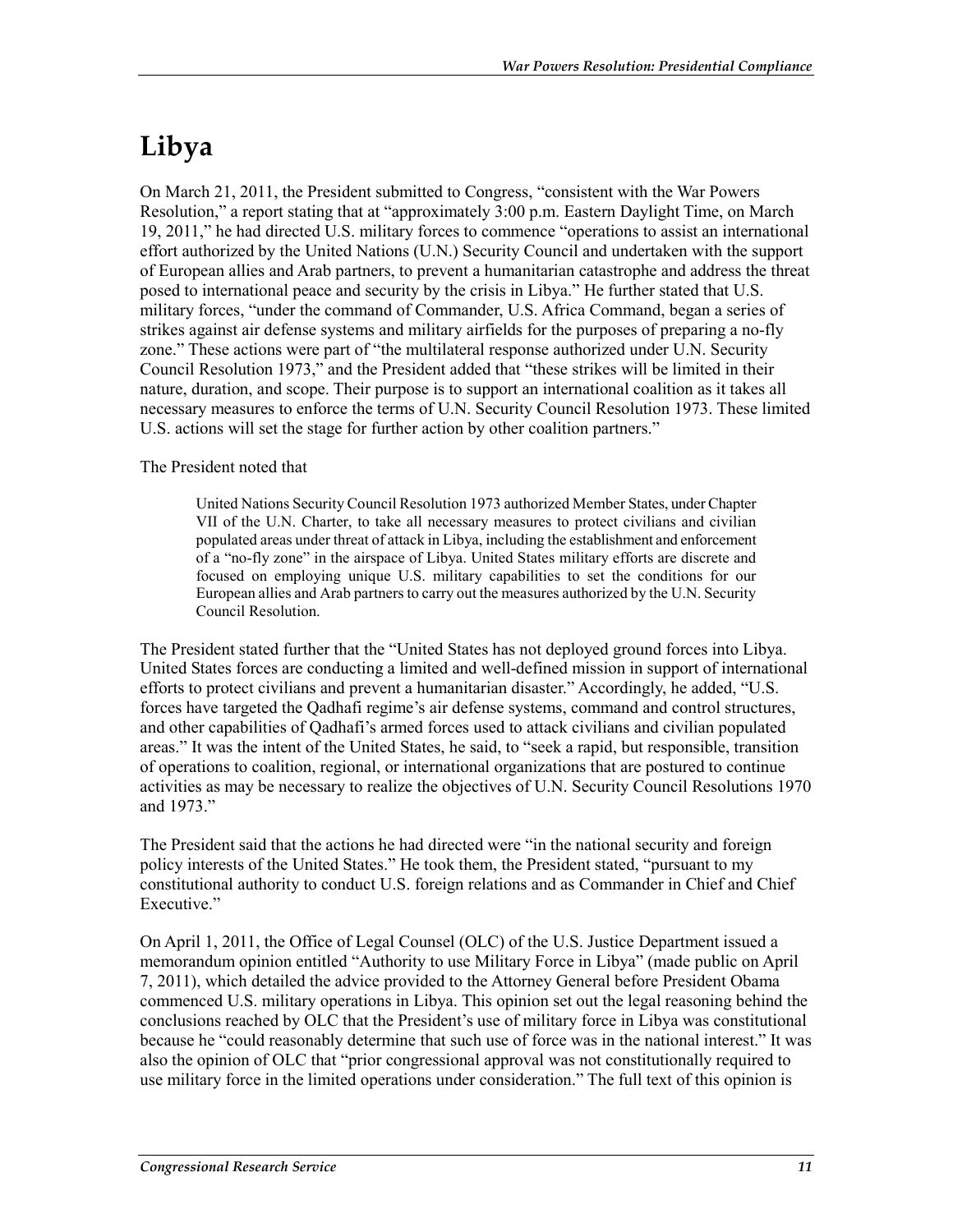# Libya

On March 21, 2011, the President submitted to Congress, "consistent with the War Powers Resolution," a report stating that at "approximately 3:00 p.m. Eastern Daylight Time, on March 19, 2011," he had directed U.S. military forces to commence "operations to assist an international effort authorized by the United Nations (U.N.) Security Council and undertaken with the support of European allies and Arab partners, to prevent a humanitarian catastrophe and address the threat posed to international peace and security by the crisis in Libya." He further stated that U.S. military forces, "under the command of Commander, U.S. Africa Command, began a series of strikes against air defense systems and military airfields for the purposes of preparing a no-fly zone." These actions were part of "the multilateral response authorized under U.N. Security Council Resolution 1973," and the President added that "these strikes will be limited in their nature, duration, and scope. Their purpose is to support an international coalition as it takes all necessary measures to enforce the terms of U.N. Security Council Resolution 1973. These limited U.S. actions will set the stage for further action by other coalition partners."

The President noted that

> United Nations Security Council Resolution 1973 authorized Member States, under Chapter VII of the U.N. Charter, to take all necessary measures to protect civilians and civilian populated areas under threat of attack in Libya, including the establishment and enforcement of a "no-fly zone" in the airspace of Libya. United States military efforts are discrete and focused on employing unique U.S. military capabilities to set the conditions for our European allies and Arab partners to carry out the measures authorized by the U.N. Security Council Resolution.

The President stated further that the "United States has not deployed ground forces into Libya. United States forces are conducting a limited and well-defined mission in support of international efforts to protect civilians and prevent a humanitarian disaster." Accordingly, he added, "U.S. forces have targeted the Qadhafi regime's air defense systems, command and control structures, and other capabilities of Qadhafi's armed forces used to attack civilians and civilian populated areas." It was the intent of the United States, he said, to "seek a rapid, but responsible, transition of operations to coalition, regional, or international organizations that are postured to continue activities as may be necessary to realize the objectives of U.N. Security Council Resolutions 1970 and 1973."

The President said that the actions he had directed were "in the national security and foreign policy interests of the United States." He took them, the President stated, "pursuant to my constitutional authority to conduct U.S. foreign relations and as Commander in Chief and Chief Executive."

On April 1, 2011, the Office of Legal Counsel (OLC) of the U.S. Justice Department issued a memorandum opinion entitled "Authority to use Military Force in Libya" (made public on April 7, 2011), which detailed the advice provided to the Attorney General before President Obama commenced U.S. military operations in Libya. This opinion set out the legal reasoning behind the conclusions reached by OLC that the President's use of military force in Libya was constitutional because he "could reasonably determine that such use of force was in the national interest." It was also the opinion of OLC that "prior congressional approval was not constitutionally required to use military force in the limited operations under consideration." The full text of this opinion is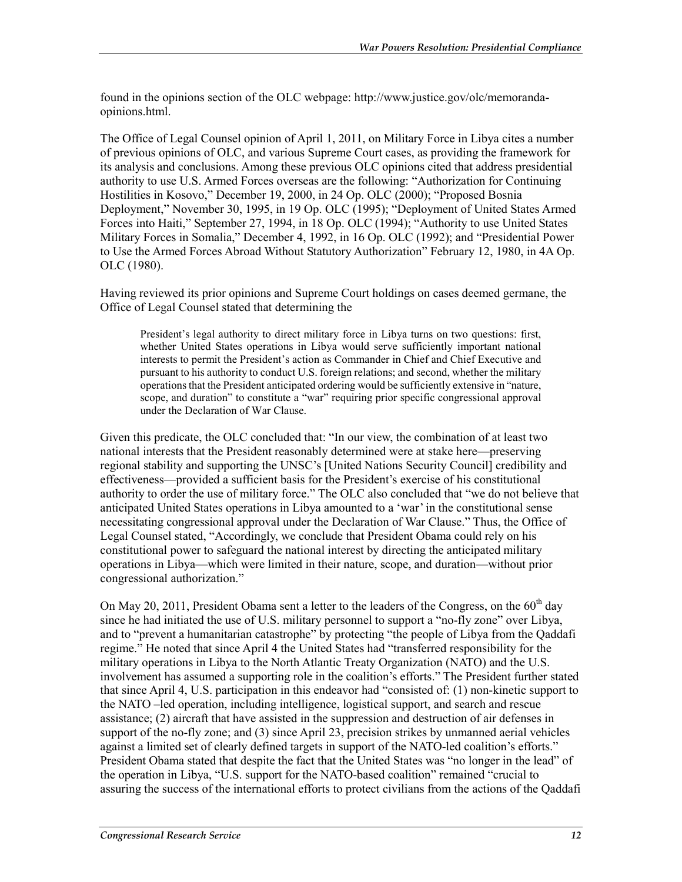found in the opinions section of the OLC webpage: http://www.justice.gov/olc/memoranda-opinions.html.

The Office of Legal Counsel opinion of April 1, 2011, on Military Force in Libya cites a number of previous opinions of OLC, and various Supreme Court cases, as providing the framework for its analysis and conclusions. Among these previous OLC opinions cited that address presidential authority to use U.S. Armed Forces overseas are the following: "Authorization for Continuing Hostilities in Kosovo," December 19, 2000, in 24 Op. OLC (2000); "Proposed Bosnia Deployment," November 30, 1995, in 19 Op. OLC (1995); "Deployment of United States Armed Forces into Haiti," September 27, 1994, in 18 Op. OLC (1994); "Authority to use United States Military Forces in Somalia," December 4, 1992, in 16 Op. OLC (1992); and "Presidential Power to Use the Armed Forces Abroad Without Statutory Authorization" February 12, 1980, in 4A Op. OLC (1980).

Having reviewed its prior opinions and Supreme Court holdings on cases deemed germane, the Office of Legal Counsel stated that determining the

> President's legal authority to direct military force in Libya turns on two questions: first, whether United States operations in Libya would serve sufficiently important national interests to permit the President's action as Commander in Chief and Chief Executive and pursuant to his authority to conduct U.S. foreign relations; and second, whether the military operations that the President anticipated ordering would be sufficiently extensive in "nature, scope, and duration" to constitute a "war" requiring prior specific congressional approval under the Declaration of War Clause.

Given this predicate, the OLC concluded that: "In our view, the combination of at least two national interests that the President reasonably determined were at stake here—preserving regional stability and supporting the UNSC's [United Nations Security Council] credibility and effectiveness—provided a sufficient basis for the President's exercise of his constitutional authority to order the use of military force." The OLC also concluded that "we do not believe that anticipated United States operations in Libya amounted to a 'war' in the constitutional sense necessitating congressional approval under the Declaration of War Clause." Thus, the Office of Legal Counsel stated, "Accordingly, we conclude that President Obama could rely on his constitutional power to safeguard the national interest by directing the anticipated military operations in Libya—which were limited in their nature, scope, and duration—without prior congressional authorization."

On May 20, 2011, President Obama sent a letter to the leaders of the Congress, on the 60th day since he had initiated the use of U.S. military personnel to support a "no-fly zone" over Libya, and to "prevent a humanitarian catastrophe" by protecting "the people of Libya from the Qaddafi regime." He noted that since April 4 the United States had "transferred responsibility for the military operations in Libya to the North Atlantic Treaty Organization (NATO) and the U.S. involvement has assumed a supporting role in the coalition's efforts." The President further stated that since April 4, U.S. participation in this endeavor had "consisted of: (1) non-kinetic support to the NATO –led operation, including intelligence, logistical support, and search and rescue assistance; (2) aircraft that have assisted in the suppression and destruction of air defenses in support of the no-fly zone; and (3) since April 23, precision strikes by unmanned aerial vehicles against a limited set of clearly defined targets in support of the NATO-led coalition's efforts." President Obama stated that despite the fact that the United States was "no longer in the lead" of the operation in Libya, "U.S. support for the NATO-based coalition" remained "crucial to assuring the success of the international efforts to protect civilians from the actions of the Qaddafi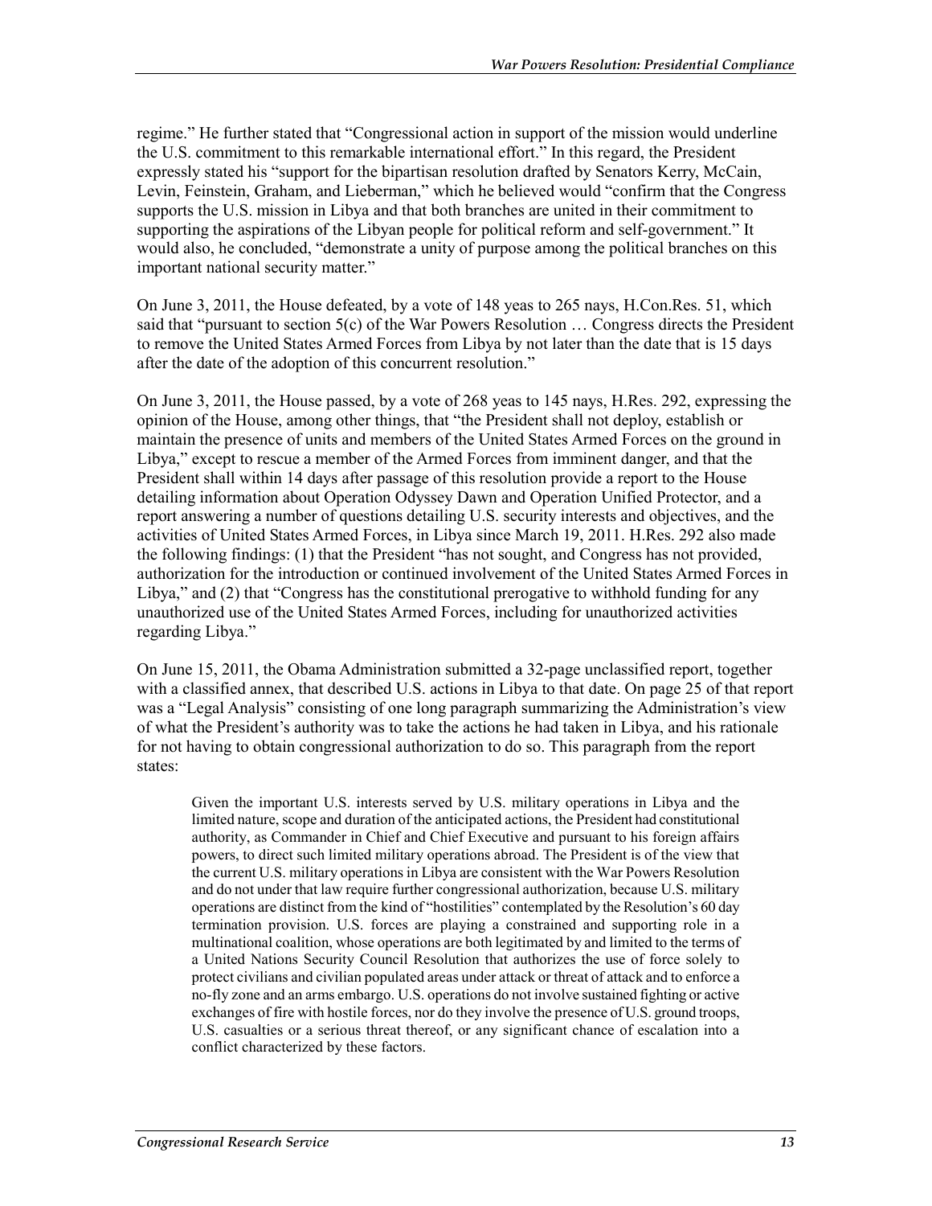regime." He further stated that "Congressional action in support of the mission would underline the U.S. commitment to this remarkable international effort." In this regard, the President expressly stated his "support for the bipartisan resolution drafted by Senators Kerry, McCain, Levin, Feinstein, Graham, and Lieberman," which he believed would "confirm that the Congress supports the U.S. mission in Libya and that both branches are united in their commitment to supporting the aspirations of the Libyan people for political reform and self-government." It would also, he concluded, "demonstrate a unity of purpose among the political branches on this important national security matter."

On June 3, 2011, the House defeated, by a vote of 148 yeas to 265 nays, H.Con.Res. 51, which said that "pursuant to section 5(c) of the War Powers Resolution … Congress directs the President to remove the United States Armed Forces from Libya by not later than the date that is 15 days after the date of the adoption of this concurrent resolution."

On June 3, 2011, the House passed, by a vote of 268 yeas to 145 nays, H.Res. 292, expressing the opinion of the House, among other things, that "the President shall not deploy, establish or maintain the presence of units and members of the United States Armed Forces on the ground in Libya," except to rescue a member of the Armed Forces from imminent danger, and that the President shall within 14 days after passage of this resolution provide a report to the House detailing information about Operation Odyssey Dawn and Operation Unified Protector, and a report answering a number of questions detailing U.S. security interests and objectives, and the activities of United States Armed Forces, in Libya since March 19, 2011. H.Res. 292 also made the following findings: (1) that the President "has not sought, and Congress has not provided, authorization for the introduction or continued involvement of the United States Armed Forces in Libya," and (2) that "Congress has the constitutional prerogative to withhold funding for any unauthorized use of the United States Armed Forces, including for unauthorized activities regarding Libya."

On June 15, 2011, the Obama Administration submitted a 32-page unclassified report, together with a classified annex, that described U.S. actions in Libya to that date. On page 25 of that report was a "Legal Analysis" consisting of one long paragraph summarizing the Administration's view of what the President's authority was to take the actions he had taken in Libya, and his rationale for not having to obtain congressional authorization to do so. This paragraph from the report states:

> Given the important U.S. interests served by U.S. military operations in Libya and the limited nature, scope and duration of the anticipated actions, the President had constitutional authority, as Commander in Chief and Chief Executive and pursuant to his foreign affairs powers, to direct such limited military operations abroad. The President is of the view that the current U.S. military operations in Libya are consistent with the War Powers Resolution and do not under that law require further congressional authorization, because U.S. military operations are distinct from the kind of "hostilities" contemplated by the Resolution's 60 day termination provision. U.S. forces are playing a constrained and supporting role in a multinational coalition, whose operations are both legitimated by and limited to the terms of a United Nations Security Council Resolution that authorizes the use of force solely to protect civilians and civilian populated areas under attack or threat of attack and to enforce a no-fly zone and an arms embargo. U.S. operations do not involve sustained fighting or active exchanges of fire with hostile forces, nor do they involve the presence of U.S. ground troops, U.S. casualties or a serious threat thereof, or any significant chance of escalation into a conflict characterized by these factors.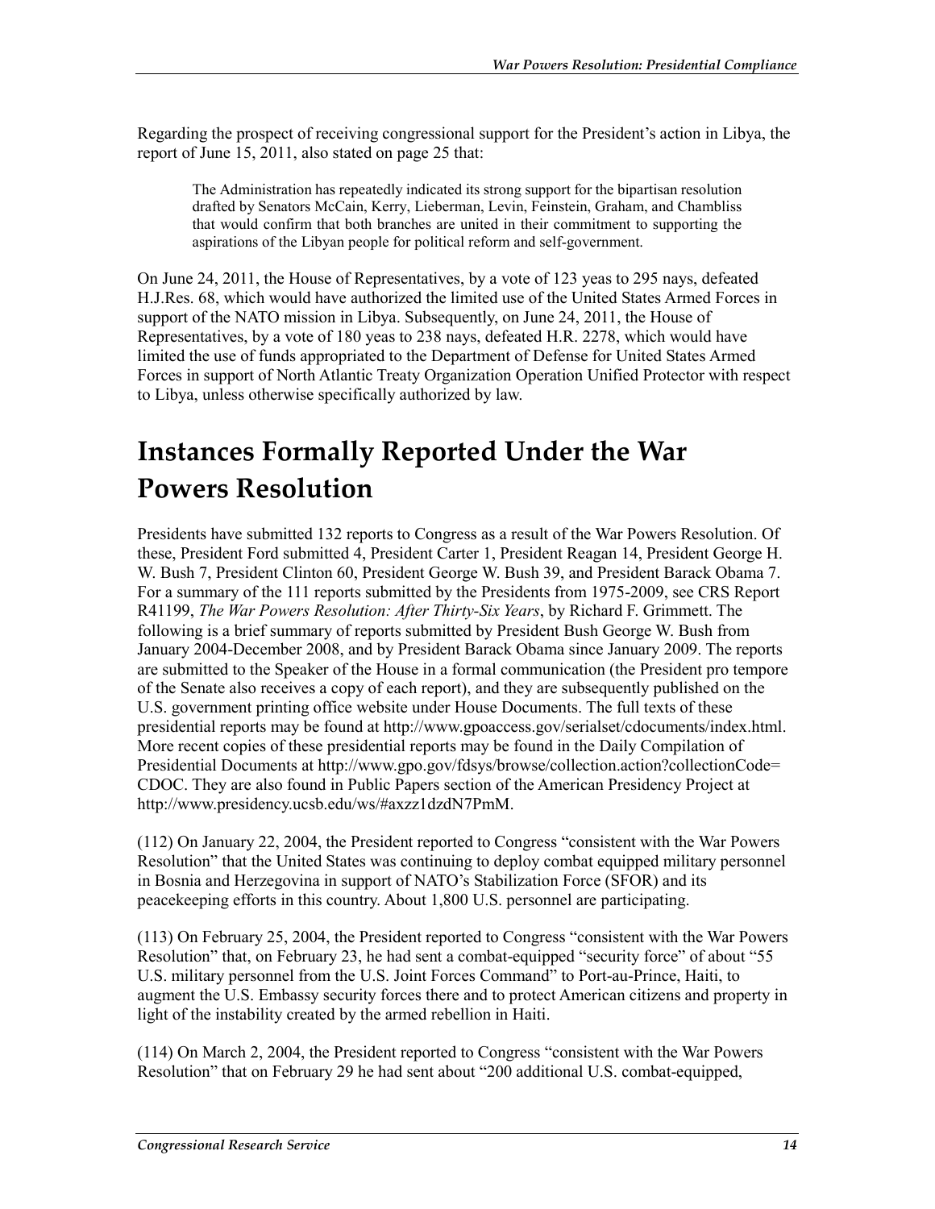Regarding the prospect of receiving congressional support for the President's action in Libya, the report of June 15, 2011, also stated on page 25 that:

> The Administration has repeatedly indicated its strong support for the bipartisan resolution drafted by Senators McCain, Kerry, Lieberman, Levin, Feinstein, Graham, and Chambliss that would confirm that both branches are united in their commitment to supporting the aspirations of the Libyan people for political reform and self-government.

On June 24, 2011, the House of Representatives, by a vote of 123 yeas to 295 nays, defeated H.J.Res. 68, which would have authorized the limited use of the United States Armed Forces in support of the NATO mission in Libya. Subsequently, on June 24, 2011, the House of Representatives, by a vote of 180 yeas to 238 nays, defeated H.R. 2278, which would have limited the use of funds appropriated to the Department of Defense for United States Armed Forces in support of North Atlantic Treaty Organization Operation Unified Protector with respect to Libya, unless otherwise specifically authorized by law.

# Instances Formally Reported Under the War Powers Resolution

Presidents have submitted 132 reports to Congress as a result of the War Powers Resolution. Of these, President Ford submitted 4, President Carter 1, President Reagan 14, President George H. W. Bush 7, President Clinton 60, President George W. Bush 39, and President Barack Obama 7. For a summary of the 111 reports submitted by the Presidents from 1975-2009, see CRS Report R41199, *The War Powers Resolution: After Thirty-Six Years*, by Richard F. Grimmett. The following is a brief summary of reports submitted by President Bush George W. Bush from January 2004-December 2008, and by President Barack Obama since January 2009. The reports are submitted to the Speaker of the House in a formal communication (the President pro tempore of the Senate also receives a copy of each report), and they are subsequently published on the U.S. government printing office website under House Documents. The full texts of these presidential reports may be found at http://www.gpoaccess.gov/serialset/cdocuments/index.html. More recent copies of these presidential reports may be found in the Daily Compilation of Presidential Documents at http://www.gpo.gov/fdsys/browse/collection.action?collectionCode=CDOC. They are also found in Public Papers section of the American Presidency Project at http://www.presidency.ucsb.edu/ws/#axzz1dzdN7PmM.

(112) On January 22, 2004, the President reported to Congress "consistent with the War Powers Resolution" that the United States was continuing to deploy combat equipped military personnel in Bosnia and Herzegovina in support of NATO's Stabilization Force (SFOR) and its peacekeeping efforts in this country. About 1,800 U.S. personnel are participating.

(113) On February 25, 2004, the President reported to Congress "consistent with the War Powers Resolution" that, on February 23, he had sent a combat-equipped "security force" of about "55 U.S. military personnel from the U.S. Joint Forces Command" to Port-au-Prince, Haiti, to augment the U.S. Embassy security forces there and to protect American citizens and property in light of the instability created by the armed rebellion in Haiti.

(114) On March 2, 2004, the President reported to Congress "consistent with the War Powers Resolution" that on February 29 he had sent about "200 additional U.S. combat-equipped,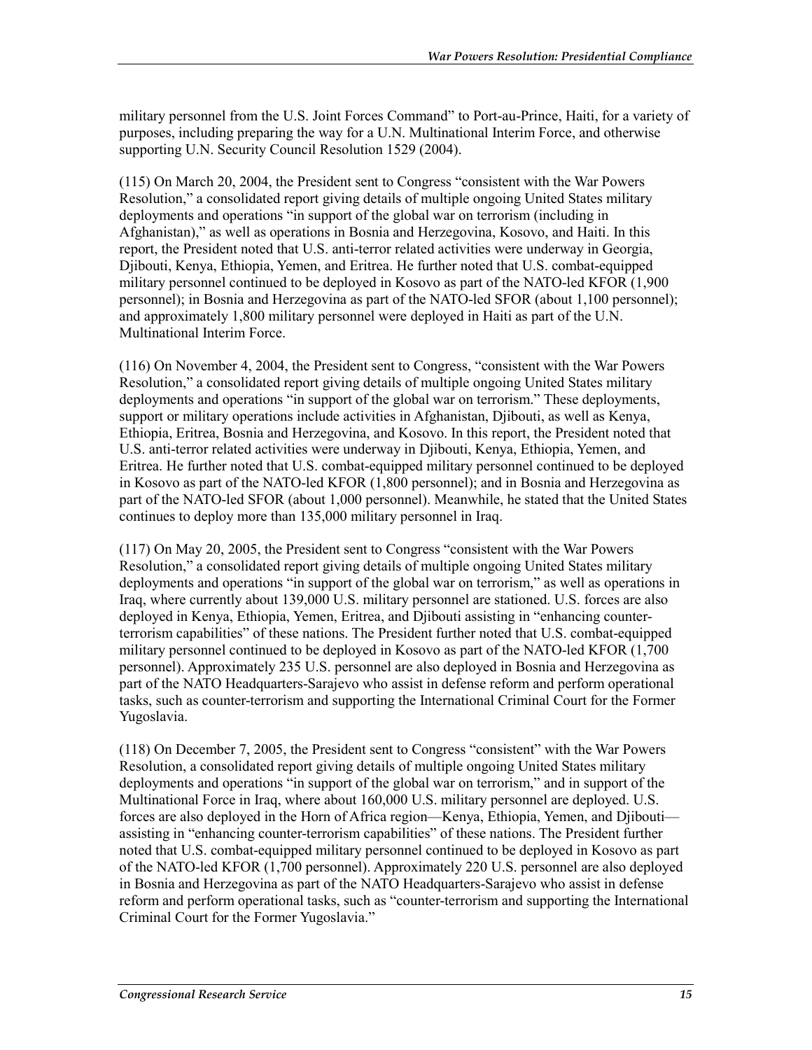military personnel from the U.S. Joint Forces Command" to Port-au-Prince, Haiti, for a variety of purposes, including preparing the way for a U.N. Multinational Interim Force, and otherwise supporting U.N. Security Council Resolution 1529 (2004).

(115) On March 20, 2004, the President sent to Congress "consistent with the War Powers Resolution," a consolidated report giving details of multiple ongoing United States military deployments and operations "in support of the global war on terrorism (including in Afghanistan)," as well as operations in Bosnia and Herzegovina, Kosovo, and Haiti. In this report, the President noted that U.S. anti-terror related activities were underway in Georgia, Djibouti, Kenya, Ethiopia, Yemen, and Eritrea. He further noted that U.S. combat-equipped military personnel continued to be deployed in Kosovo as part of the NATO-led KFOR (1,900 personnel); in Bosnia and Herzegovina as part of the NATO-led SFOR (about 1,100 personnel); and approximately 1,800 military personnel were deployed in Haiti as part of the U.N. Multinational Interim Force.

(116) On November 4, 2004, the President sent to Congress, "consistent with the War Powers Resolution," a consolidated report giving details of multiple ongoing United States military deployments and operations "in support of the global war on terrorism." These deployments, support or military operations include activities in Afghanistan, Djibouti, as well as Kenya, Ethiopia, Eritrea, Bosnia and Herzegovina, and Kosovo. In this report, the President noted that U.S. anti-terror related activities were underway in Djibouti, Kenya, Ethiopia, Yemen, and Eritrea. He further noted that U.S. combat-equipped military personnel continued to be deployed in Kosovo as part of the NATO-led KFOR (1,800 personnel); and in Bosnia and Herzegovina as part of the NATO-led SFOR (about 1,000 personnel). Meanwhile, he stated that the United States continues to deploy more than 135,000 military personnel in Iraq.

(117) On May 20, 2005, the President sent to Congress "consistent with the War Powers Resolution," a consolidated report giving details of multiple ongoing United States military deployments and operations "in support of the global war on terrorism," as well as operations in Iraq, where currently about 139,000 U.S. military personnel are stationed. U.S. forces are also deployed in Kenya, Ethiopia, Yemen, Eritrea, and Djibouti assisting in "enhancing counter-terrorism capabilities" of these nations. The President further noted that U.S. combat-equipped military personnel continued to be deployed in Kosovo as part of the NATO-led KFOR (1,700 personnel). Approximately 235 U.S. personnel are also deployed in Bosnia and Herzegovina as part of the NATO Headquarters-Sarajevo who assist in defense reform and perform operational tasks, such as counter-terrorism and supporting the International Criminal Court for the Former Yugoslavia.

(118) On December 7, 2005, the President sent to Congress "consistent" with the War Powers Resolution, a consolidated report giving details of multiple ongoing United States military deployments and operations "in support of the global war on terrorism," and in support of the Multinational Force in Iraq, where about 160,000 U.S. military personnel are deployed. U.S. forces are also deployed in the Horn of Africa region—Kenya, Ethiopia, Yemen, and Djibouti—assisting in "enhancing counter-terrorism capabilities" of these nations. The President further noted that U.S. combat-equipped military personnel continued to be deployed in Kosovo as part of the NATO-led KFOR (1,700 personnel). Approximately 220 U.S. personnel are also deployed in Bosnia and Herzegovina as part of the NATO Headquarters-Sarajevo who assist in defense reform and perform operational tasks, such as "counter-terrorism and supporting the International Criminal Court for the Former Yugoslavia."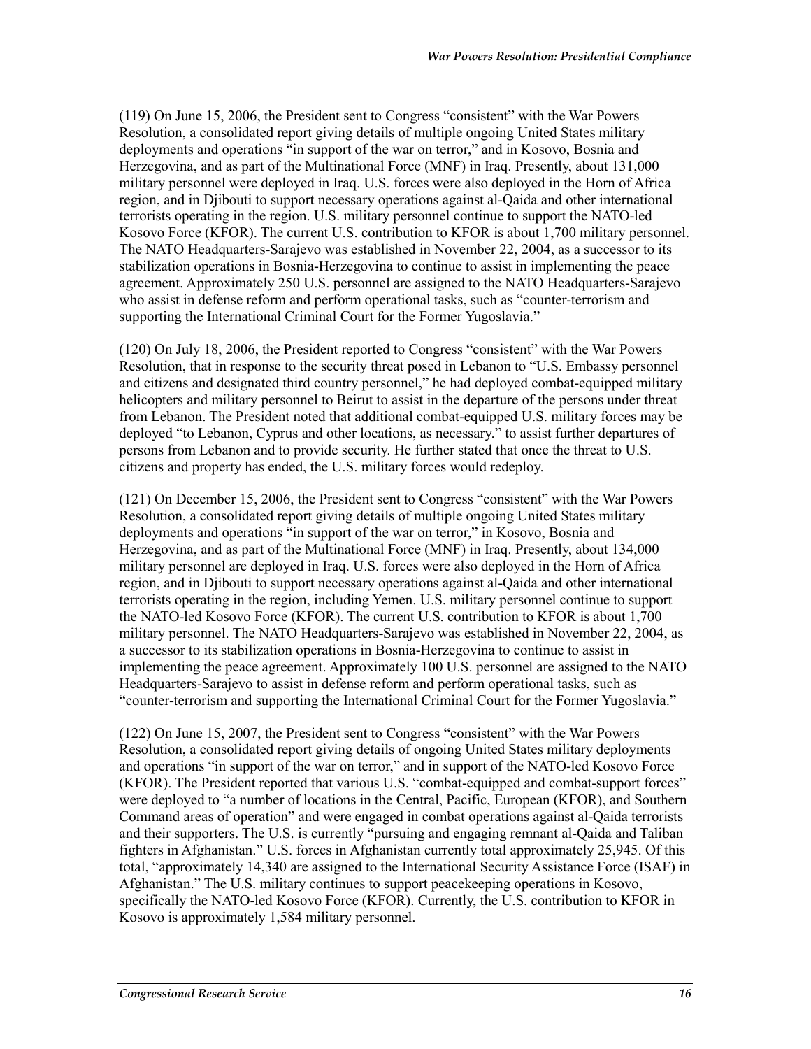(119) On June 15, 2006, the President sent to Congress "consistent" with the War Powers Resolution, a consolidated report giving details of multiple ongoing United States military deployments and operations "in support of the war on terror," and in Kosovo, Bosnia and Herzegovina, and as part of the Multinational Force (MNF) in Iraq. Presently, about 131,000 military personnel were deployed in Iraq. U.S. forces were also deployed in the Horn of Africa region, and in Djibouti to support necessary operations against al-Qaida and other international terrorists operating in the region. U.S. military personnel continue to support the NATO-led Kosovo Force (KFOR). The current U.S. contribution to KFOR is about 1,700 military personnel. The NATO Headquarters-Sarajevo was established in November 22, 2004, as a successor to its stabilization operations in Bosnia-Herzegovina to continue to assist in implementing the peace agreement. Approximately 250 U.S. personnel are assigned to the NATO Headquarters-Sarajevo who assist in defense reform and perform operational tasks, such as "counter-terrorism and supporting the International Criminal Court for the Former Yugoslavia."

(120) On July 18, 2006, the President reported to Congress "consistent" with the War Powers Resolution, that in response to the security threat posed in Lebanon to "U.S. Embassy personnel and citizens and designated third country personnel," he had deployed combat-equipped military helicopters and military personnel to Beirut to assist in the departure of the persons under threat from Lebanon. The President noted that additional combat-equipped U.S. military forces may be deployed "to Lebanon, Cyprus and other locations, as necessary." to assist further departures of persons from Lebanon and to provide security. He further stated that once the threat to U.S. citizens and property has ended, the U.S. military forces would redeploy.

(121) On December 15, 2006, the President sent to Congress "consistent" with the War Powers Resolution, a consolidated report giving details of multiple ongoing United States military deployments and operations "in support of the war on terror," in Kosovo, Bosnia and Herzegovina, and as part of the Multinational Force (MNF) in Iraq. Presently, about 134,000 military personnel are deployed in Iraq. U.S. forces were also deployed in the Horn of Africa region, and in Djibouti to support necessary operations against al-Qaida and other international terrorists operating in the region, including Yemen. U.S. military personnel continue to support the NATO-led Kosovo Force (KFOR). The current U.S. contribution to KFOR is about 1,700 military personnel. The NATO Headquarters-Sarajevo was established in November 22, 2004, as a successor to its stabilization operations in Bosnia-Herzegovina to continue to assist in implementing the peace agreement. Approximately 100 U.S. personnel are assigned to the NATO Headquarters-Sarajevo to assist in defense reform and perform operational tasks, such as "counter-terrorism and supporting the International Criminal Court for the Former Yugoslavia."

(122) On June 15, 2007, the President sent to Congress "consistent" with the War Powers Resolution, a consolidated report giving details of ongoing United States military deployments and operations "in support of the war on terror," and in support of the NATO-led Kosovo Force (KFOR). The President reported that various U.S. "combat-equipped and combat-support forces" were deployed to "a number of locations in the Central, Pacific, European (KFOR), and Southern Command areas of operation" and were engaged in combat operations against al-Qaida terrorists and their supporters. The U.S. is currently "pursuing and engaging remnant al-Qaida and Taliban fighters in Afghanistan." U.S. forces in Afghanistan currently total approximately 25,945. Of this total, "approximately 14,340 are assigned to the International Security Assistance Force (ISAF) in Afghanistan." The U.S. military continues to support peacekeeping operations in Kosovo, specifically the NATO-led Kosovo Force (KFOR). Currently, the U.S. contribution to KFOR in Kosovo is approximately 1,584 military personnel.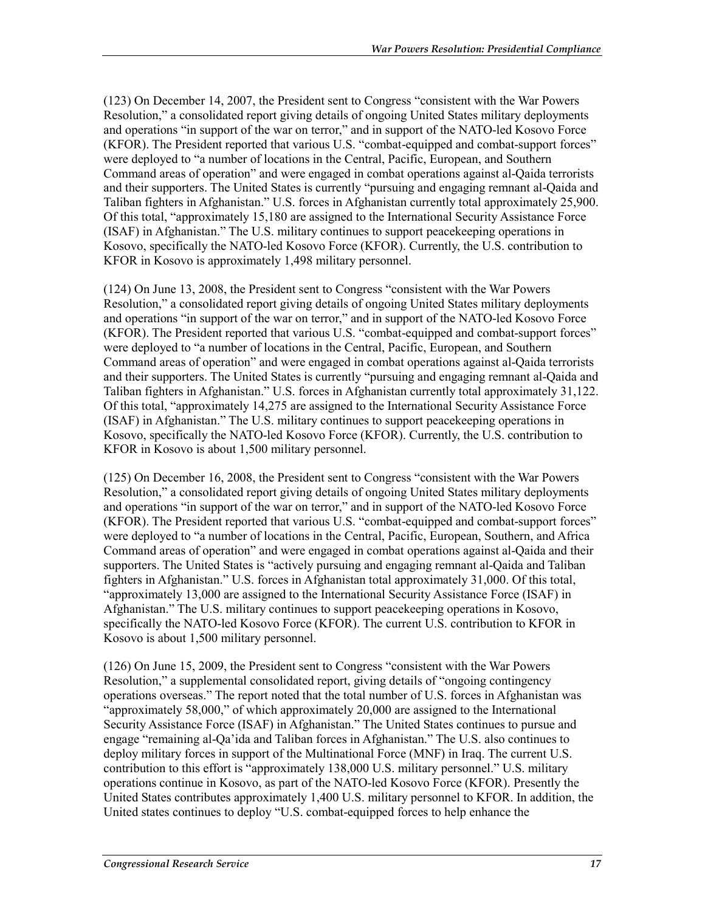(123) On December 14, 2007, the President sent to Congress "consistent with the War Powers Resolution," a consolidated report giving details of ongoing United States military deployments and operations "in support of the war on terror," and in support of the NATO-led Kosovo Force (KFOR). The President reported that various U.S. "combat-equipped and combat-support forces" were deployed to "a number of locations in the Central, Pacific, European, and Southern Command areas of operation" and were engaged in combat operations against al-Qaida terrorists and their supporters. The United States is currently "pursuing and engaging remnant al-Qaida and Taliban fighters in Afghanistan." U.S. forces in Afghanistan currently total approximately 25,900. Of this total, "approximately 15,180 are assigned to the International Security Assistance Force (ISAF) in Afghanistan." The U.S. military continues to support peacekeeping operations in Kosovo, specifically the NATO-led Kosovo Force (KFOR). Currently, the U.S. contribution to KFOR in Kosovo is approximately 1,498 military personnel.

(124) On June 13, 2008, the President sent to Congress "consistent with the War Powers Resolution," a consolidated report giving details of ongoing United States military deployments and operations "in support of the war on terror," and in support of the NATO-led Kosovo Force (KFOR). The President reported that various U.S. "combat-equipped and combat-support forces" were deployed to "a number of locations in the Central, Pacific, European, and Southern Command areas of operation" and were engaged in combat operations against al-Qaida terrorists and their supporters. The United States is currently "pursuing and engaging remnant al-Qaida and Taliban fighters in Afghanistan." U.S. forces in Afghanistan currently total approximately 31,122. Of this total, "approximately 14,275 are assigned to the International Security Assistance Force (ISAF) in Afghanistan." The U.S. military continues to support peacekeeping operations in Kosovo, specifically the NATO-led Kosovo Force (KFOR). Currently, the U.S. contribution to KFOR in Kosovo is about 1,500 military personnel.

(125) On December 16, 2008, the President sent to Congress "consistent with the War Powers Resolution," a consolidated report giving details of ongoing United States military deployments and operations "in support of the war on terror," and in support of the NATO-led Kosovo Force (KFOR). The President reported that various U.S. "combat-equipped and combat-support forces" were deployed to "a number of locations in the Central, Pacific, European, Southern, and Africa Command areas of operation" and were engaged in combat operations against al-Qaida and their supporters. The United States is "actively pursuing and engaging remnant al-Qaida and Taliban fighters in Afghanistan." U.S. forces in Afghanistan total approximately 31,000. Of this total, "approximately 13,000 are assigned to the International Security Assistance Force (ISAF) in Afghanistan." The U.S. military continues to support peacekeeping operations in Kosovo, specifically the NATO-led Kosovo Force (KFOR). The current U.S. contribution to KFOR in Kosovo is about 1,500 military personnel.

(126) On June 15, 2009, the President sent to Congress "consistent with the War Powers Resolution," a supplemental consolidated report, giving details of "ongoing contingency operations overseas." The report noted that the total number of U.S. forces in Afghanistan was "approximately 58,000," of which approximately 20,000 are assigned to the International Security Assistance Force (ISAF) in Afghanistan." The United States continues to pursue and engage "remaining al-Qa'ida and Taliban forces in Afghanistan." The U.S. also continues to deploy military forces in support of the Multinational Force (MNF) in Iraq. The current U.S. contribution to this effort is "approximately 138,000 U.S. military personnel." U.S. military operations continue in Kosovo, as part of the NATO-led Kosovo Force (KFOR). Presently the United States contributes approximately 1,400 U.S. military personnel to KFOR. In addition, the United states continues to deploy "U.S. combat-equipped forces to help enhance the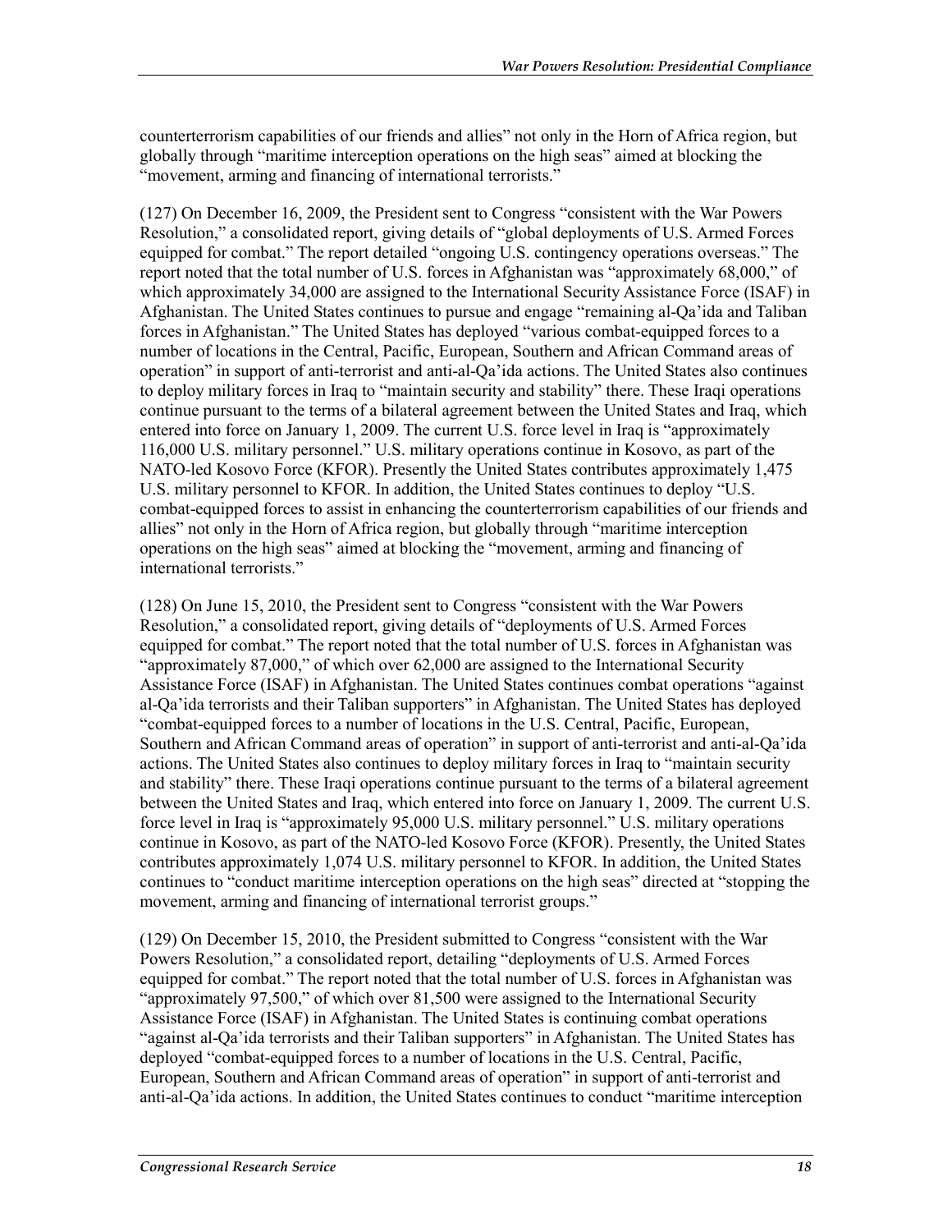counterterrorism capabilities of our friends and allies" not only in the Horn of Africa region, but globally through "maritime interception operations on the high seas" aimed at blocking the "movement, arming and financing of international terrorists."

(127) On December 16, 2009, the President sent to Congress "consistent with the War Powers Resolution," a consolidated report, giving details of "global deployments of U.S. Armed Forces equipped for combat." The report detailed "ongoing U.S. contingency operations overseas." The report noted that the total number of U.S. forces in Afghanistan was "approximately 68,000," of which approximately 34,000 are assigned to the International Security Assistance Force (ISAF) in Afghanistan. The United States continues to pursue and engage "remaining al-Qa'ida and Taliban forces in Afghanistan." The United States has deployed "various combat-equipped forces to a number of locations in the Central, Pacific, European, Southern and African Command areas of operation" in support of anti-terrorist and anti-al-Qa'ida actions. The United States also continues to deploy military forces in Iraq to "maintain security and stability" there. These Iraqi operations continue pursuant to the terms of a bilateral agreement between the United States and Iraq, which entered into force on January 1, 2009. The current U.S. force level in Iraq is "approximately 116,000 U.S. military personnel." U.S. military operations continue in Kosovo, as part of the NATO-led Kosovo Force (KFOR). Presently the United States contributes approximately 1,475 U.S. military personnel to KFOR. In addition, the United States continues to deploy "U.S. combat-equipped forces to assist in enhancing the counterterrorism capabilities of our friends and allies" not only in the Horn of Africa region, but globally through "maritime interception operations on the high seas" aimed at blocking the "movement, arming and financing of international terrorists."

(128) On June 15, 2010, the President sent to Congress "consistent with the War Powers Resolution," a consolidated report, giving details of "deployments of U.S. Armed Forces equipped for combat." The report noted that the total number of U.S. forces in Afghanistan was "approximately 87,000," of which over 62,000 are assigned to the International Security Assistance Force (ISAF) in Afghanistan. The United States continues combat operations "against al-Qa'ida terrorists and their Taliban supporters" in Afghanistan. The United States has deployed "combat-equipped forces to a number of locations in the U.S. Central, Pacific, European, Southern and African Command areas of operation" in support of anti-terrorist and anti-al-Qa'ida actions. The United States also continues to deploy military forces in Iraq to "maintain security and stability" there. These Iraqi operations continue pursuant to the terms of a bilateral agreement between the United States and Iraq, which entered into force on January 1, 2009. The current U.S. force level in Iraq is "approximately 95,000 U.S. military personnel." U.S. military operations continue in Kosovo, as part of the NATO-led Kosovo Force (KFOR). Presently, the United States contributes approximately 1,074 U.S. military personnel to KFOR. In addition, the United States continues to "conduct maritime interception operations on the high seas" directed at "stopping the movement, arming and financing of international terrorist groups."

(129) On December 15, 2010, the President submitted to Congress "consistent with the War Powers Resolution," a consolidated report, detailing "deployments of U.S. Armed Forces equipped for combat." The report noted that the total number of U.S. forces in Afghanistan was "approximately 97,500," of which over 81,500 were assigned to the International Security Assistance Force (ISAF) in Afghanistan. The United States is continuing combat operations "against al-Qa'ida terrorists and their Taliban supporters" in Afghanistan. The United States has deployed "combat-equipped forces to a number of locations in the U.S. Central, Pacific, European, Southern and African Command areas of operation" in support of anti-terrorist and anti-al-Qa'ida actions. In addition, the United States continues to conduct "maritime interception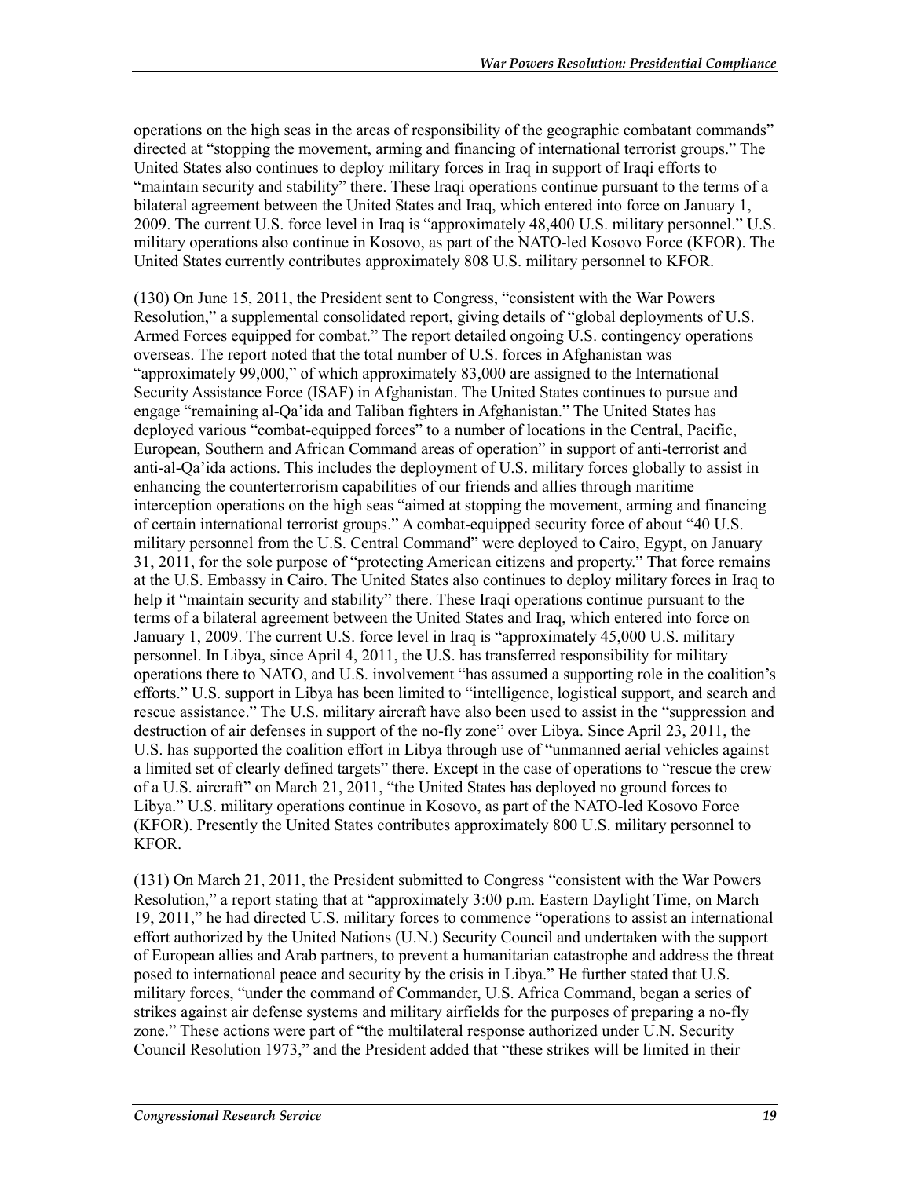operations on the high seas in the areas of responsibility of the geographic combatant commands" directed at "stopping the movement, arming and financing of international terrorist groups." The United States also continues to deploy military forces in Iraq in support of Iraqi efforts to "maintain security and stability" there. These Iraqi operations continue pursuant to the terms of a bilateral agreement between the United States and Iraq, which entered into force on January 1, 2009. The current U.S. force level in Iraq is "approximately 48,400 U.S. military personnel." U.S. military operations also continue in Kosovo, as part of the NATO-led Kosovo Force (KFOR). The United States currently contributes approximately 808 U.S. military personnel to KFOR.

(130) On June 15, 2011, the President sent to Congress, "consistent with the War Powers Resolution," a supplemental consolidated report, giving details of "global deployments of U.S. Armed Forces equipped for combat." The report detailed ongoing U.S. contingency operations overseas. The report noted that the total number of U.S. forces in Afghanistan was "approximately 99,000," of which approximately 83,000 are assigned to the International Security Assistance Force (ISAF) in Afghanistan. The United States continues to pursue and engage "remaining al-Qa'ida and Taliban fighters in Afghanistan." The United States has deployed various "combat-equipped forces" to a number of locations in the Central, Pacific, European, Southern and African Command areas of operation" in support of anti-terrorist and anti-al-Qa'ida actions. This includes the deployment of U.S. military forces globally to assist in enhancing the counterterrorism capabilities of our friends and allies through maritime interception operations on the high seas "aimed at stopping the movement, arming and financing of certain international terrorist groups." A combat-equipped security force of about "40 U.S. military personnel from the U.S. Central Command" were deployed to Cairo, Egypt, on January 31, 2011, for the sole purpose of "protecting American citizens and property." That force remains at the U.S. Embassy in Cairo. The United States also continues to deploy military forces in Iraq to help it "maintain security and stability" there. These Iraqi operations continue pursuant to the terms of a bilateral agreement between the United States and Iraq, which entered into force on January 1, 2009. The current U.S. force level in Iraq is "approximately 45,000 U.S. military personnel. In Libya, since April 4, 2011, the U.S. has transferred responsibility for military operations there to NATO, and U.S. involvement "has assumed a supporting role in the coalition's efforts." U.S. support in Libya has been limited to "intelligence, logistical support, and search and rescue assistance." The U.S. military aircraft have also been used to assist in the "suppression and destruction of air defenses in support of the no-fly zone" over Libya. Since April 23, 2011, the U.S. has supported the coalition effort in Libya through use of "unmanned aerial vehicles against a limited set of clearly defined targets" there. Except in the case of operations to "rescue the crew of a U.S. aircraft" on March 21, 2011, "the United States has deployed no ground forces to Libya." U.S. military operations continue in Kosovo, as part of the NATO-led Kosovo Force (KFOR). Presently the United States contributes approximately 800 U.S. military personnel to KFOR.

(131) On March 21, 2011, the President submitted to Congress "consistent with the War Powers Resolution," a report stating that at "approximately 3:00 p.m. Eastern Daylight Time, on March 19, 2011," he had directed U.S. military forces to commence "operations to assist an international effort authorized by the United Nations (U.N.) Security Council and undertaken with the support of European allies and Arab partners, to prevent a humanitarian catastrophe and address the threat posed to international peace and security by the crisis in Libya." He further stated that U.S. military forces, "under the command of Commander, U.S. Africa Command, began a series of strikes against air defense systems and military airfields for the purposes of preparing a no-fly zone." These actions were part of "the multilateral response authorized under U.N. Security Council Resolution 1973," and the President added that "these strikes will be limited in their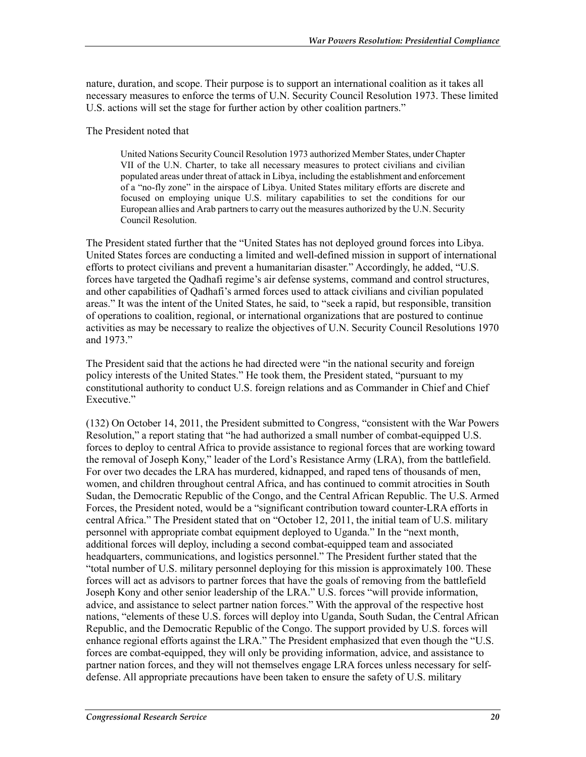nature, duration, and scope. Their purpose is to support an international coalition as it takes all necessary measures to enforce the terms of U.N. Security Council Resolution 1973. These limited U.S. actions will set the stage for further action by other coalition partners."

The President noted that

> United Nations Security Council Resolution 1973 authorized Member States, under Chapter VII of the U.N. Charter, to take all necessary measures to protect civilians and civilian populated areas under threat of attack in Libya, including the establishment and enforcement of a "no-fly zone" in the airspace of Libya. United States military efforts are discrete and focused on employing unique U.S. military capabilities to set the conditions for our European allies and Arab partners to carry out the measures authorized by the U.N. Security Council Resolution.

The President stated further that the "United States has not deployed ground forces into Libya. United States forces are conducting a limited and well-defined mission in support of international efforts to protect civilians and prevent a humanitarian disaster." Accordingly, he added, "U.S. forces have targeted the Qadhafi regime's air defense systems, command and control structures, and other capabilities of Qadhafi's armed forces used to attack civilians and civilian populated areas." It was the intent of the United States, he said, to "seek a rapid, but responsible, transition of operations to coalition, regional, or international organizations that are postured to continue activities as may be necessary to realize the objectives of U.N. Security Council Resolutions 1970 and 1973."

The President said that the actions he had directed were "in the national security and foreign policy interests of the United States." He took them, the President stated, "pursuant to my constitutional authority to conduct U.S. foreign relations and as Commander in Chief and Chief Executive."

(132) On October 14, 2011, the President submitted to Congress, "consistent with the War Powers Resolution," a report stating that "he had authorized a small number of combat-equipped U.S. forces to deploy to central Africa to provide assistance to regional forces that are working toward the removal of Joseph Kony," leader of the Lord's Resistance Army (LRA), from the battlefield. For over two decades the LRA has murdered, kidnapped, and raped tens of thousands of men, women, and children throughout central Africa, and has continued to commit atrocities in South Sudan, the Democratic Republic of the Congo, and the Central African Republic. The U.S. Armed Forces, the President noted, would be a "significant contribution toward counter-LRA efforts in central Africa." The President stated that on "October 12, 2011, the initial team of U.S. military personnel with appropriate combat equipment deployed to Uganda." In the "next month, additional forces will deploy, including a second combat-equipped team and associated headquarters, communications, and logistics personnel." The President further stated that the "total number of U.S. military personnel deploying for this mission is approximately 100. These forces will act as advisors to partner forces that have the goals of removing from the battlefield Joseph Kony and other senior leadership of the LRA." U.S. forces "will provide information, advice, and assistance to select partner nation forces." With the approval of the respective host nations, "elements of these U.S. forces will deploy into Uganda, South Sudan, the Central African Republic, and the Democratic Republic of the Congo. The support provided by U.S. forces will enhance regional efforts against the LRA." The President emphasized that even though the "U.S. forces are combat-equipped, they will only be providing information, advice, and assistance to partner nation forces, and they will not themselves engage LRA forces unless necessary for self-defense. All appropriate precautions have been taken to ensure the safety of U.S. military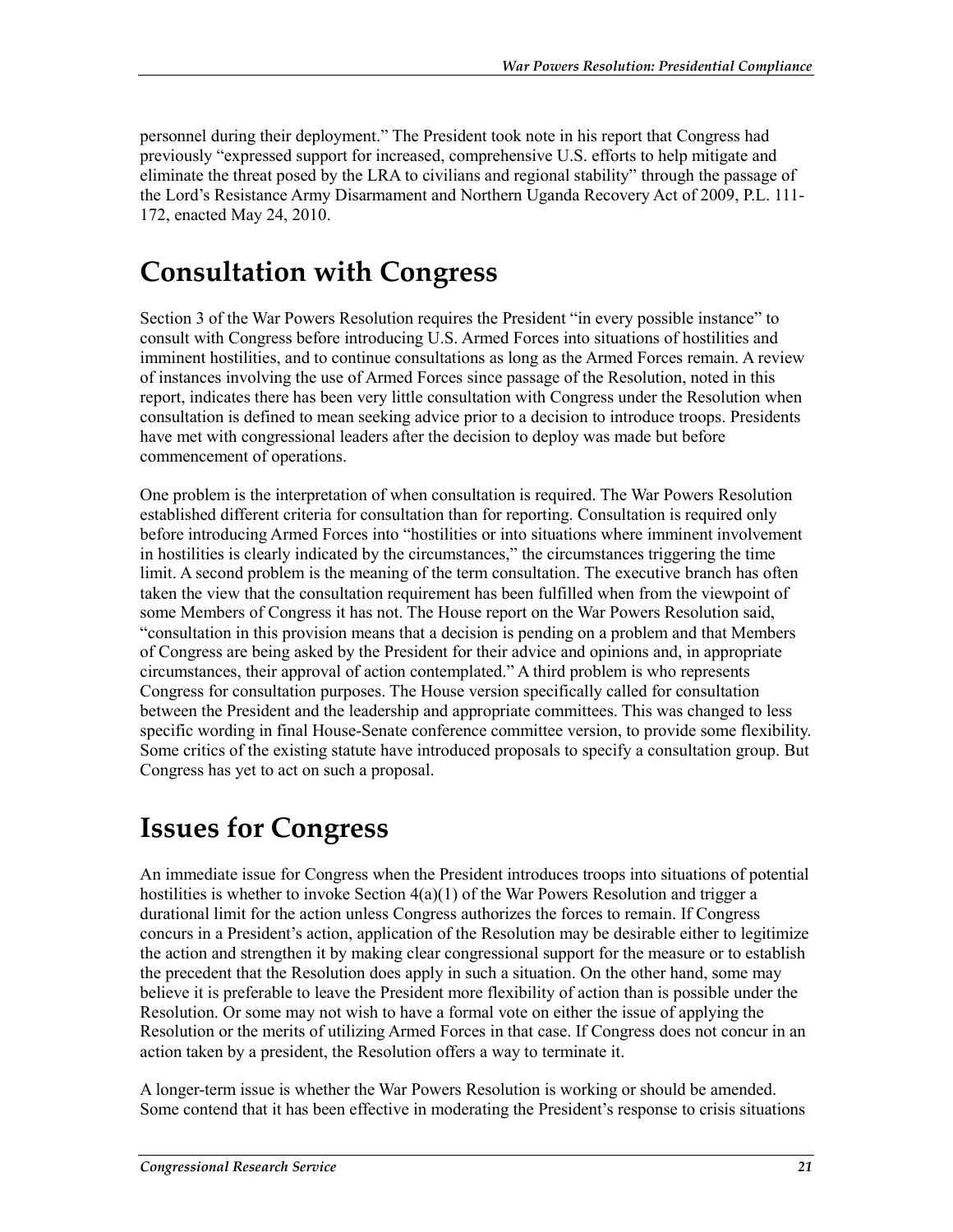personnel during their deployment." The President took note in his report that Congress had previously "expressed support for increased, comprehensive U.S. efforts to help mitigate and eliminate the threat posed by the LRA to civilians and regional stability" through the passage of the Lord's Resistance Army Disarmament and Northern Uganda Recovery Act of 2009, P.L. 111-172, enacted May 24, 2010.

# Consultation with Congress

Section 3 of the War Powers Resolution requires the President "in every possible instance" to consult with Congress before introducing U.S. Armed Forces into situations of hostilities and imminent hostilities, and to continue consultations as long as the Armed Forces remain. A review of instances involving the use of Armed Forces since passage of the Resolution, noted in this report, indicates there has been very little consultation with Congress under the Resolution when consultation is defined to mean seeking advice prior to a decision to introduce troops. Presidents have met with congressional leaders after the decision to deploy was made but before commencement of operations.

One problem is the interpretation of when consultation is required. The War Powers Resolution established different criteria for consultation than for reporting. Consultation is required only before introducing Armed Forces into "hostilities or into situations where imminent involvement in hostilities is clearly indicated by the circumstances," the circumstances triggering the time limit. A second problem is the meaning of the term consultation. The executive branch has often taken the view that the consultation requirement has been fulfilled when from the viewpoint of some Members of Congress it has not. The House report on the War Powers Resolution said, "consultation in this provision means that a decision is pending on a problem and that Members of Congress are being asked by the President for their advice and opinions and, in appropriate circumstances, their approval of action contemplated." A third problem is who represents Congress for consultation purposes. The House version specifically called for consultation between the President and the leadership and appropriate committees. This was changed to less specific wording in final House-Senate conference committee version, to provide some flexibility. Some critics of the existing statute have introduced proposals to specify a consultation group. But Congress has yet to act on such a proposal.

# Issues for Congress

An immediate issue for Congress when the President introduces troops into situations of potential hostilities is whether to invoke Section 4(a)(1) of the War Powers Resolution and trigger a durational limit for the action unless Congress authorizes the forces to remain. If Congress concurs in a President's action, application of the Resolution may be desirable either to legitimize the action and strengthen it by making clear congressional support for the measure or to establish the precedent that the Resolution does apply in such a situation. On the other hand, some may believe it is preferable to leave the President more flexibility of action than is possible under the Resolution. Or some may not wish to have a formal vote on either the issue of applying the Resolution or the merits of utilizing Armed Forces in that case. If Congress does not concur in an action taken by a president, the Resolution offers a way to terminate it.

A longer-term issue is whether the War Powers Resolution is working or should be amended. Some contend that it has been effective in moderating the President's response to crisis situations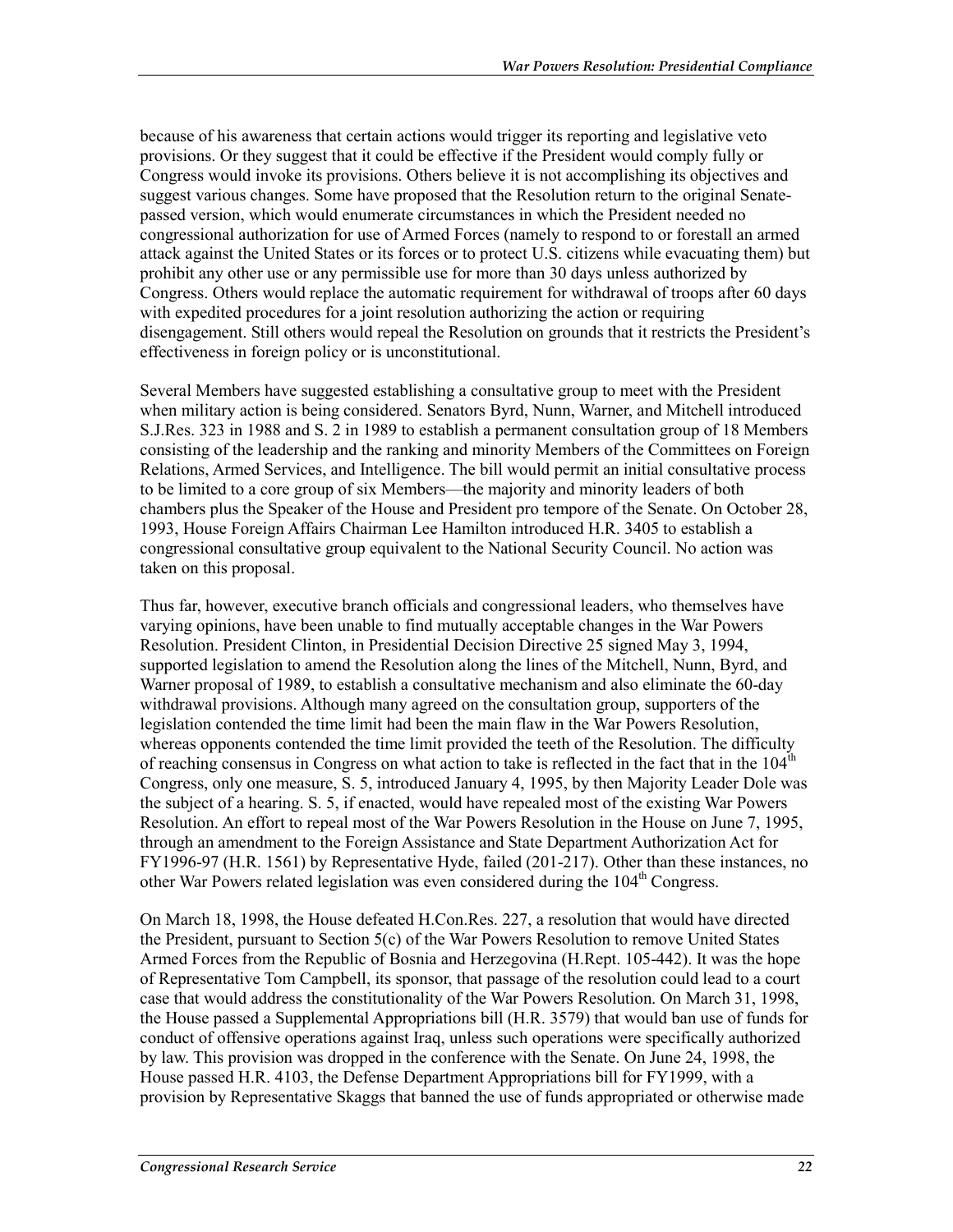because of his awareness that certain actions would trigger its reporting and legislative veto provisions. Or they suggest that it could be effective if the President would comply fully or Congress would invoke its provisions. Others believe it is not accomplishing its objectives and suggest various changes. Some have proposed that the Resolution return to the original Senate-passed version, which would enumerate circumstances in which the President needed no congressional authorization for use of Armed Forces (namely to respond to or forestall an armed attack against the United States or its forces or to protect U.S. citizens while evacuating them) but prohibit any other use or any permissible use for more than 30 days unless authorized by Congress. Others would replace the automatic requirement for withdrawal of troops after 60 days with expedited procedures for a joint resolution authorizing the action or requiring disengagement. Still others would repeal the Resolution on grounds that it restricts the President's effectiveness in foreign policy or is unconstitutional.

Several Members have suggested establishing a consultative group to meet with the President when military action is being considered. Senators Byrd, Nunn, Warner, and Mitchell introduced S.J.Res. 323 in 1988 and S. 2 in 1989 to establish a permanent consultation group of 18 Members consisting of the leadership and the ranking and minority Members of the Committees on Foreign Relations, Armed Services, and Intelligence. The bill would permit an initial consultative process to be limited to a core group of six Members—the majority and minority leaders of both chambers plus the Speaker of the House and President pro tempore of the Senate. On October 28, 1993, House Foreign Affairs Chairman Lee Hamilton introduced H.R. 3405 to establish a congressional consultative group equivalent to the National Security Council. No action was taken on this proposal.

Thus far, however, executive branch officials and congressional leaders, who themselves have varying opinions, have been unable to find mutually acceptable changes in the War Powers Resolution. President Clinton, in Presidential Decision Directive 25 signed May 3, 1994, supported legislation to amend the Resolution along the lines of the Mitchell, Nunn, Byrd, and Warner proposal of 1989, to establish a consultative mechanism and also eliminate the 60-day withdrawal provisions. Although many agreed on the consultation group, supporters of the legislation contended the time limit had been the main flaw in the War Powers Resolution, whereas opponents contended the time limit provided the teeth of the Resolution. The difficulty of reaching consensus in Congress on what action to take is reflected in the fact that in the 104th Congress, only one measure, S. 5, introduced January 4, 1995, by then Majority Leader Dole was the subject of a hearing. S. 5, if enacted, would have repealed most of the existing War Powers Resolution. An effort to repeal most of the War Powers Resolution in the House on June 7, 1995, through an amendment to the Foreign Assistance and State Department Authorization Act for FY1996-97 (H.R. 1561) by Representative Hyde, failed (201-217). Other than these instances, no other War Powers related legislation was even considered during the 104th Congress.

On March 18, 1998, the House defeated H.Con.Res. 227, a resolution that would have directed the President, pursuant to Section 5(c) of the War Powers Resolution to remove United States Armed Forces from the Republic of Bosnia and Herzegovina (H.Rept. 105-442). It was the hope of Representative Tom Campbell, its sponsor, that passage of the resolution could lead to a court case that would address the constitutionality of the War Powers Resolution. On March 31, 1998, the House passed a Supplemental Appropriations bill (H.R. 3579) that would ban use of funds for conduct of offensive operations against Iraq, unless such operations were specifically authorized by law. This provision was dropped in the conference with the Senate. On June 24, 1998, the House passed H.R. 4103, the Defense Department Appropriations bill for FY1999, with a provision by Representative Skaggs that banned the use of funds appropriated or otherwise made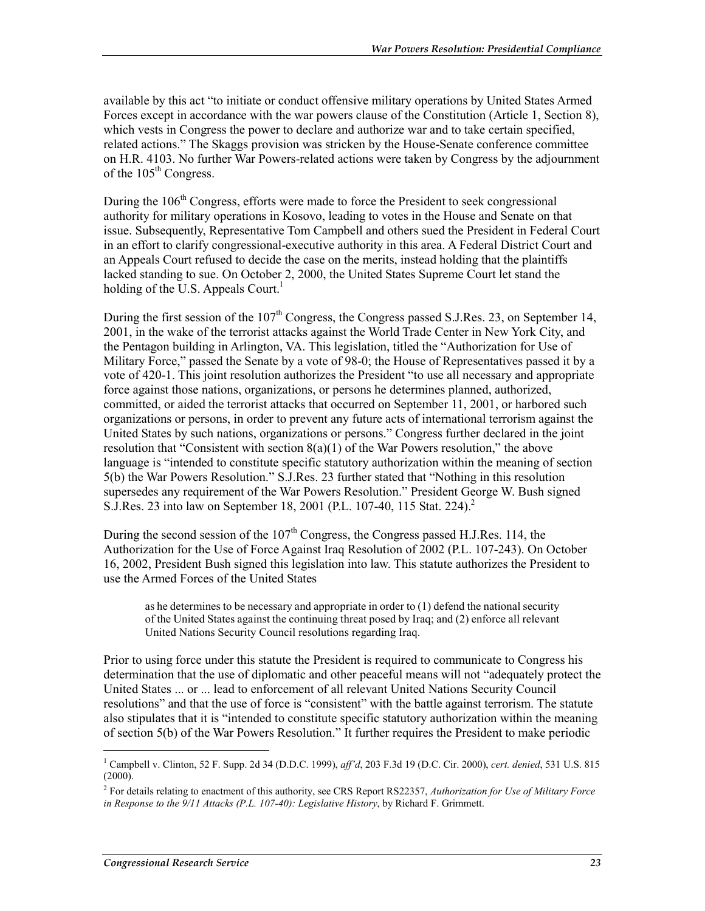available by this act "to initiate or conduct offensive military operations by United States Armed Forces except in accordance with the war powers clause of the Constitution (Article 1, Section 8), which vests in Congress the power to declare and authorize war and to take certain specified, related actions." The Skaggs provision was stricken by the House-Senate conference committee on H.R. 4103. No further War Powers-related actions were taken by Congress by the adjournment of the 105th Congress.

During the 106th Congress, efforts were made to force the President to seek congressional authority for military operations in Kosovo, leading to votes in the House and Senate on that issue. Subsequently, Representative Tom Campbell and others sued the President in Federal Court in an effort to clarify congressional-executive authority in this area. A Federal District Court and an Appeals Court refused to decide the case on the merits, instead holding that the plaintiffs lacked standing to sue. On October 2, 2000, the United States Supreme Court let stand the holding of the U.S. Appeals Court.[1]

During the first session of the 107th Congress, the Congress passed S.J.Res. 23, on September 14, 2001, in the wake of the terrorist attacks against the World Trade Center in New York City, and the Pentagon building in Arlington, VA. This legislation, titled the "Authorization for Use of Military Force," passed the Senate by a vote of 98-0; the House of Representatives passed it by a vote of 420-1. This joint resolution authorizes the President "to use all necessary and appropriate force against those nations, organizations, or persons he determines planned, authorized, committed, or aided the terrorist attacks that occurred on September 11, 2001, or harbored such organizations or persons, in order to prevent any future acts of international terrorism against the United States by such nations, organizations or persons." Congress further declared in the joint resolution that "Consistent with section 8(a)(1) of the War Powers resolution," the above language is "intended to constitute specific statutory authorization within the meaning of section 5(b) the War Powers Resolution." S.J.Res. 23 further stated that "Nothing in this resolution supersedes any requirement of the War Powers Resolution." President George W. Bush signed S.J.Res. 23 into law on September 18, 2001 (P.L. 107-40, 115 Stat. 224).[2]

During the second session of the 107th Congress, the Congress passed H.J.Res. 114, the Authorization for the Use of Force Against Iraq Resolution of 2002 (P.L. 107-243). On October 16, 2002, President Bush signed this legislation into law. This statute authorizes the President to use the Armed Forces of the United States

> as he determines to be necessary and appropriate in order to (1) defend the national security of the United States against the continuing threat posed by Iraq; and (2) enforce all relevant United Nations Security Council resolutions regarding Iraq.

Prior to using force under this statute the President is required to communicate to Congress his determination that the use of diplomatic and other peaceful means will not "adequately protect the United States ... or ... lead to enforcement of all relevant United Nations Security Council resolutions" and that the use of force is "consistent" with the battle against terrorism. The statute also stipulates that it is "intended to constitute specific statutory authorization within the meaning of section 5(b) of the War Powers Resolution." It further requires the President to make periodic

---

[1] Campbell v. Clinton, 52 F. Supp. 2d 34 (D.D.C. 1999), *aff'd*, 203 F.3d 19 (D.C. Cir. 2000), *cert. denied*, 531 U.S. 815 (2000).

[2] For details relating to enactment of this authority, see CRS Report RS22357, *Authorization for Use of Military Force in Response to the 9/11 Attacks (P.L. 107-40): Legislative History*, by Richard F. Grimmett.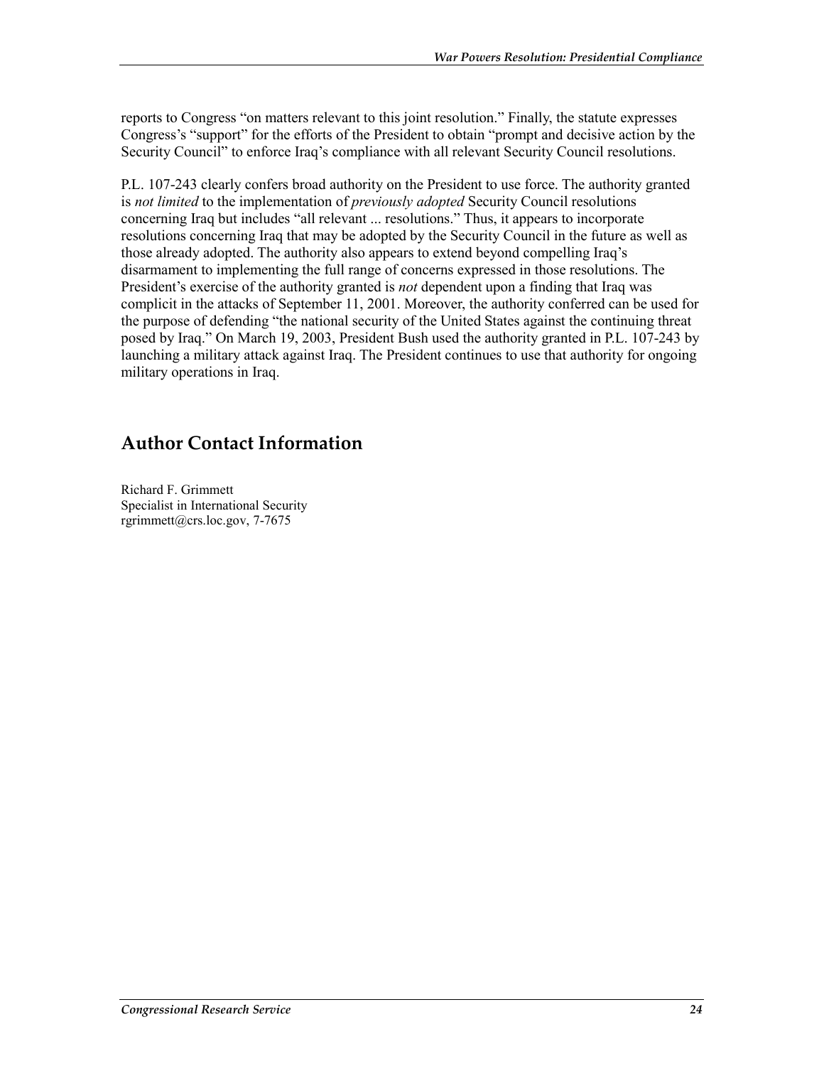reports to Congress "on matters relevant to this joint resolution." Finally, the statute expresses Congress's "support" for the efforts of the President to obtain "prompt and decisive action by the Security Council" to enforce Iraq's compliance with all relevant Security Council resolutions.

P.L. 107-243 clearly confers broad authority on the President to use force. The authority granted is *not limited* to the implementation of *previously adopted* Security Council resolutions concerning Iraq but includes "all relevant ... resolutions." Thus, it appears to incorporate resolutions concerning Iraq that may be adopted by the Security Council in the future as well as those already adopted. The authority also appears to extend beyond compelling Iraq's disarmament to implementing the full range of concerns expressed in those resolutions. The President's exercise of the authority granted is *not* dependent upon a finding that Iraq was complicit in the attacks of September 11, 2001. Moreover, the authority conferred can be used for the purpose of defending "the national security of the United States against the continuing threat posed by Iraq." On March 19, 2003, President Bush used the authority granted in P.L. 107-243 by launching a military attack against Iraq. The President continues to use that authority for ongoing military operations in Iraq.

## Author Contact Information

Richard F. Grimmett
Specialist in International Security
rgrimmett@crs.loc.gov, 7-7675